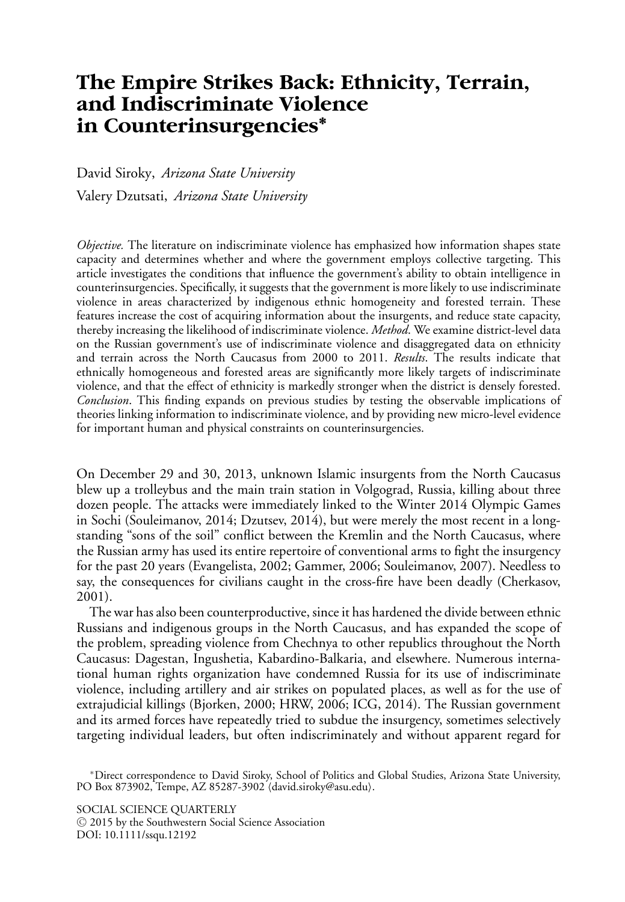# The Empire Strikes Back: Ethnicity, Terrain, and Indiscriminate Violence in Counterinsurgencies*

David Siroky, *Arizona State University*

Valery Dzutsati, *Arizona State University*

*Objective.* The literature on indiscriminate violence has emphasized how information shapes state capacity and determines whether and where the government employs collective targeting. This article investigates the conditions that influence the government's ability to obtain intelligence in counterinsurgencies. Specifically, it suggests that the government is more likely to use indiscriminate violence in areas characterized by indigenous ethnic homogeneity and forested terrain. These features increase the cost of acquiring information about the insurgents, and reduce state capacity, thereby increasing the likelihood of indiscriminate violence. *Method.* We examine district-level data on the Russian government's use of indiscriminate violence and disaggregated data on ethnicity and terrain across the North Caucasus from 2000 to 2011. *Results.* The results indicate that ethnically homogeneous and forested areas are significantly more likely targets of indiscriminate violence, and that the effect of ethnicity is markedly stronger when the district is densely forested. *Conclusion.* This finding expands on previous studies by testing the observable implications of theories linking information to indiscriminate violence, and by providing new micro-level evidence for important human and physical constraints on counterinsurgencies.

On December 29 and 30, 2013, unknown Islamic insurgents from the North Caucasus blew up a trolleybus and the main train station in Volgograd, Russia, killing about three dozen people. The attacks were immediately linked to the Winter 2014 Olympic Games in Sochi (Souleimanov, 2014; Dzutsev, 2014), but were merely the most recent in a long-standing "sons of the soil" conflict between the Kremlin and the North Caucasus, where the Russian army has used its entire repertoire of conventional arms to fight the insurgency for the past 20 years (Evangelista, 2002; Gammer, 2006; Souleimanov, 2007). Needless to say, the consequences for civilians caught in the cross-fire have been deadly (Cherkasov, 2001).

The war has also been counterproductive, since it has hardened the divide between ethnic Russians and indigenous groups in the North Caucasus, and has expanded the scope of the problem, spreading violence from Chechnya to other republics throughout the North Caucasus: Dagestan, Ingushetia, Kabardino-Balkaria, and elsewhere. Numerous international human rights organization have condemned Russia for its use of indiscriminate violence, including artillery and air strikes on populated places, as well as for the use of extrajudicial killings (Bjorken, 2000; HRW, 2006; ICG, 2014). The Russian government and its armed forces have repeatedly tried to subdue the insurgency, sometimes selectively targeting individual leaders, but often indiscriminately and without apparent regard for

*Direct correspondence to David Siroky, School of Politics and Global Studies, Arizona State University, PO Box 873902, Tempe, AZ 85287-3902 ⟨david.siroky@asu.edu⟩.

SOCIAL SCIENCE QUARTERLY
© 2015 by the Southwestern Social Science Association
DOI: 10.1111/ssqu.12192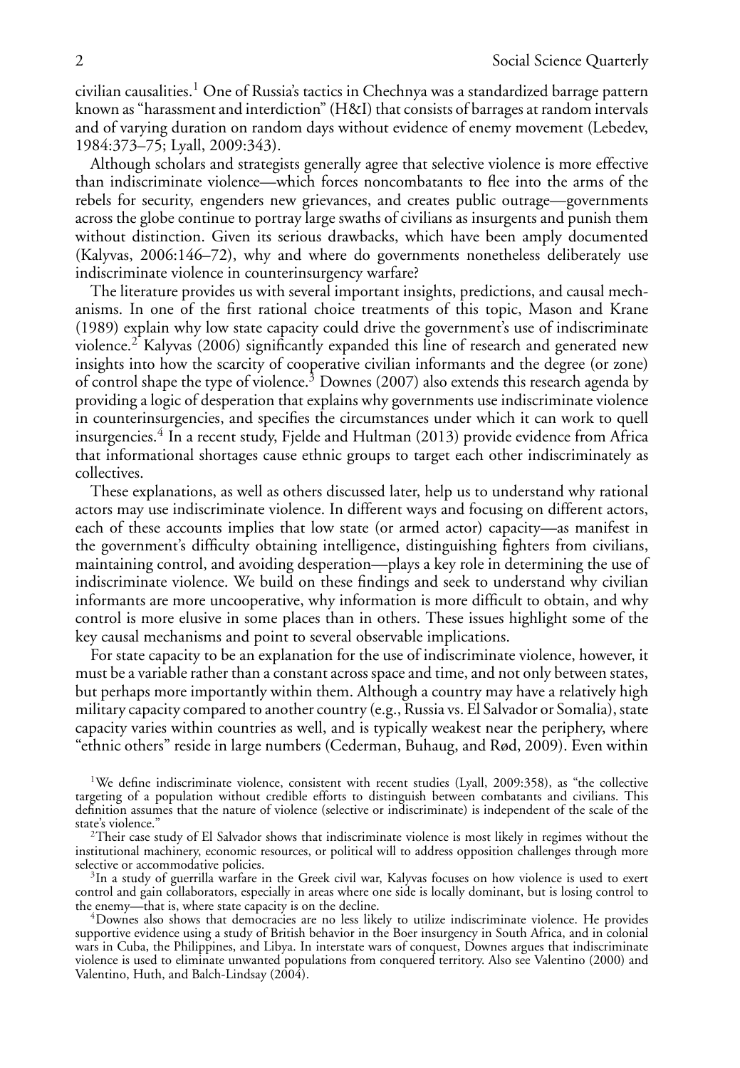civilian causalities.[1] One of Russia's tactics in Chechnya was a standardized barrage pattern known as "harassment and interdiction" (H&I) that consists of barrages at random intervals and of varying duration on random days without evidence of enemy movement (Lebedev, 1984:373–75; Lyall, 2009:343).

Although scholars and strategists generally agree that selective violence is more effective than indiscriminate violence—which forces noncombatants to flee into the arms of the rebels for security, engenders new grievances, and creates public outrage—governments across the globe continue to portray large swaths of civilians as insurgents and punish them without distinction. Given its serious drawbacks, which have been amply documented (Kalyvas, 2006:146–72), why and where do governments nonetheless deliberately use indiscriminate violence in counterinsurgency warfare?

The literature provides us with several important insights, predictions, and causal mechanisms. In one of the first rational choice treatments of this topic, Mason and Krane (1989) explain why low state capacity could drive the government's use of indiscriminate violence.[2] Kalyvas (2006) significantly expanded this line of research and generated new insights into how the scarcity of cooperative civilian informants and the degree (or zone) of control shape the type of violence.[3] Downes (2007) also extends this research agenda by providing a logic of desperation that explains why governments use indiscriminate violence in counterinsurgencies, and specifies the circumstances under which it can work to quell insurgencies.[4] In a recent study, Fjelde and Hultman (2013) provide evidence from Africa that informational shortages cause ethnic groups to target each other indiscriminately as collectives.

These explanations, as well as others discussed later, help us to understand why rational actors may use indiscriminate violence. In different ways and focusing on different actors, each of these accounts implies that low state (or armed actor) capacity—as manifest in the government's difficulty obtaining intelligence, distinguishing fighters from civilians, maintaining control, and avoiding desperation—plays a key role in determining the use of indiscriminate violence. We build on these findings and seek to understand why civilian informants are more uncooperative, why information is more difficult to obtain, and why control is more elusive in some places than in others. These issues highlight some of the key causal mechanisms and point to several observable implications.

For state capacity to be an explanation for the use of indiscriminate violence, however, it must be a variable rather than a constant across space and time, and not only between states, but perhaps more importantly within them. Although a country may have a relatively high military capacity compared to another country (e.g., Russia vs. El Salvador or Somalia), state capacity varies within countries as well, and is typically weakest near the periphery, where "ethnic others" reside in large numbers (Cederman, Buhaug, and Rød, 2009). Even within

[1]We define indiscriminate violence, consistent with recent studies (Lyall, 2009:358), as "the collective targeting of a population without credible efforts to distinguish between combatants and civilians. This definition assumes that the nature of violence (selective or indiscriminate) is independent of the scale of the state's violence."

[2]Their case study of El Salvador shows that indiscriminate violence is most likely in regimes without the institutional machinery, economic resources, or political will to address opposition challenges through more selective or accommodative policies.

[3]In a study of guerrilla warfare in the Greek civil war, Kalyvas focuses on how violence is used to exert control and gain collaborators, especially in areas where one side is locally dominant, but is losing control to the enemy—that is, where state capacity is on the decline.

[4]Downes also shows that democracies are no less likely to utilize indiscriminate violence. He provides supportive evidence using a study of British behavior in the Boer insurgency in South Africa, and in colonial wars in Cuba, the Philippines, and Libya. In interstate wars of conquest, Downes argues that indiscriminate violence is used to eliminate unwanted populations from conquered territory. Also see Valentino (2000) and Valentino, Huth, and Balch-Lindsay (2004).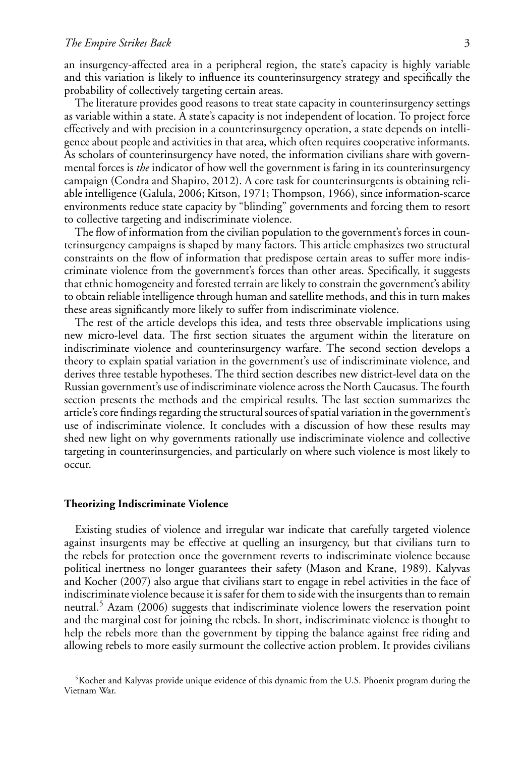an insurgency-affected area in a peripheral region, the state's capacity is highly variable and this variation is likely to influence its counterinsurgency strategy and specifically the probability of collectively targeting certain areas.

The literature provides good reasons to treat state capacity in counterinsurgency settings as variable within a state. A state's capacity is not independent of location. To project force effectively and with precision in a counterinsurgency operation, a state depends on intelligence about people and activities in that area, which often requires cooperative informants. As scholars of counterinsurgency have noted, the information civilians share with governmental forces is *the* indicator of how well the government is faring in its counterinsurgency campaign (Condra and Shapiro, 2012). A core task for counterinsurgents is obtaining reliable intelligence (Galula, 2006; Kitson, 1971; Thompson, 1966), since information-scarce environments reduce state capacity by "blinding" governments and forcing them to resort to collective targeting and indiscriminate violence.

The flow of information from the civilian population to the government's forces in counterinsurgency campaigns is shaped by many factors. This article emphasizes two structural constraints on the flow of information that predispose certain areas to suffer more indiscriminate violence from the government's forces than other areas. Specifically, it suggests that ethnic homogeneity and forested terrain are likely to constrain the government's ability to obtain reliable intelligence through human and satellite methods, and this in turn makes these areas significantly more likely to suffer from indiscriminate violence.

The rest of the article develops this idea, and tests three observable implications using new micro-level data. The first section situates the argument within the literature on indiscriminate violence and counterinsurgency warfare. The second section develops a theory to explain spatial variation in the government's use of indiscriminate violence, and derives three testable hypotheses. The third section describes new district-level data on the Russian government's use of indiscriminate violence across the North Caucasus. The fourth section presents the methods and the empirical results. The last section summarizes the article's core findings regarding the structural sources of spatial variation in the government's use of indiscriminate violence. It concludes with a discussion of how these results may shed new light on why governments rationally use indiscriminate violence and collective targeting in counterinsurgencies, and particularly on where such violence is most likely to occur.

## Theorizing Indiscriminate Violence

Existing studies of violence and irregular war indicate that carefully targeted violence against insurgents may be effective at quelling an insurgency, but that civilians turn to the rebels for protection once the government reverts to indiscriminate violence because political inertness no longer guarantees their safety (Mason and Krane, 1989). Kalyvas and Kocher (2007) also argue that civilians start to engage in rebel activities in the face of indiscriminate violence because it is safer for them to side with the insurgents than to remain neutral.[5] Azam (2006) suggests that indiscriminate violence lowers the reservation point and the marginal cost for joining the rebels. In short, indiscriminate violence is thought to help the rebels more than the government by tipping the balance against free riding and allowing rebels to more easily surmount the collective action problem. It provides civilians

[5] Kocher and Kalyvas provide unique evidence of this dynamic from the U.S. Phoenix program during the Vietnam War.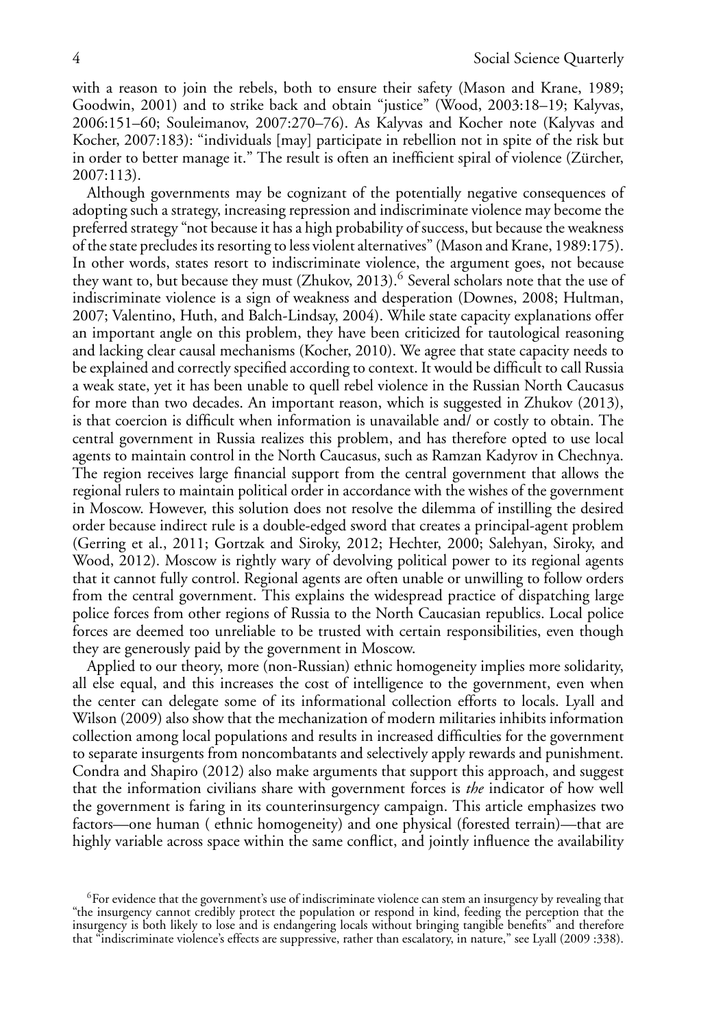with a reason to join the rebels, both to ensure their safety (Mason and Krane, 1989; Goodwin, 2001) and to strike back and obtain "justice" (Wood, 2003:18–19; Kalyvas, 2006:151–60; Souleimanov, 2007:270–76). As Kalyvas and Kocher note (Kalyvas and Kocher, 2007:183): "individuals [may] participate in rebellion not in spite of the risk but in order to better manage it." The result is often an inefficient spiral of violence (Zürcher, 2007:113).

Although governments may be cognizant of the potentially negative consequences of adopting such a strategy, increasing repression and indiscriminate violence may become the preferred strategy "not because it has a high probability of success, but because the weakness of the state precludes its resorting to less violent alternatives" (Mason and Krane, 1989:175). In other words, states resort to indiscriminate violence, the argument goes, not because they want to, but because they must (Zhukov, 2013).[6] Several scholars note that the use of indiscriminate violence is a sign of weakness and desperation (Downes, 2008; Hultman, 2007; Valentino, Huth, and Balch-Lindsay, 2004). While state capacity explanations offer an important angle on this problem, they have been criticized for tautological reasoning and lacking clear causal mechanisms (Kocher, 2010). We agree that state capacity needs to be explained and correctly specified according to context. It would be difficult to call Russia a weak state, yet it has been unable to quell rebel violence in the Russian North Caucasus for more than two decades. An important reason, which is suggested in Zhukov (2013), is that coercion is difficult when information is unavailable and/ or costly to obtain. The central government in Russia realizes this problem, and has therefore opted to use local agents to maintain control in the North Caucasus, such as Ramzan Kadyrov in Chechnya. The region receives large financial support from the central government that allows the regional rulers to maintain political order in accordance with the wishes of the government in Moscow. However, this solution does not resolve the dilemma of instilling the desired order because indirect rule is a double-edged sword that creates a principal-agent problem (Gerring et al., 2011; Gortzak and Siroky, 2012; Hechter, 2000; Salehyan, Siroky, and Wood, 2012). Moscow is rightly wary of devolving political power to its regional agents that it cannot fully control. Regional agents are often unable or unwilling to follow orders from the central government. This explains the widespread practice of dispatching large police forces from other regions of Russia to the North Caucasian republics. Local police forces are deemed too unreliable to be trusted with certain responsibilities, even though they are generously paid by the government in Moscow.

Applied to our theory, more (non-Russian) ethnic homogeneity implies more solidarity, all else equal, and this increases the cost of intelligence to the government, even when the center can delegate some of its informational collection efforts to locals. Lyall and Wilson (2009) also show that the mechanization of modern militaries inhibits information collection among local populations and results in increased difficulties for the government to separate insurgents from noncombatants and selectively apply rewards and punishment. Condra and Shapiro (2012) also make arguments that support this approach, and suggest that the information civilians share with government forces is *the* indicator of how well the government is faring in its counterinsurgency campaign. This article emphasizes two factors—one human ( ethnic homogeneity) and one physical (forested terrain)—that are highly variable across space within the same conflict, and jointly influence the availability

[6]For evidence that the government's use of indiscriminate violence can stem an insurgency by revealing that "the insurgency cannot credibly protect the population or respond in kind, feeding the perception that the insurgency is both likely to lose and is endangering locals without bringing tangible benefits" and therefore that "indiscriminate violence's effects are suppressive, rather than escalatory, in nature," see Lyall (2009 :338).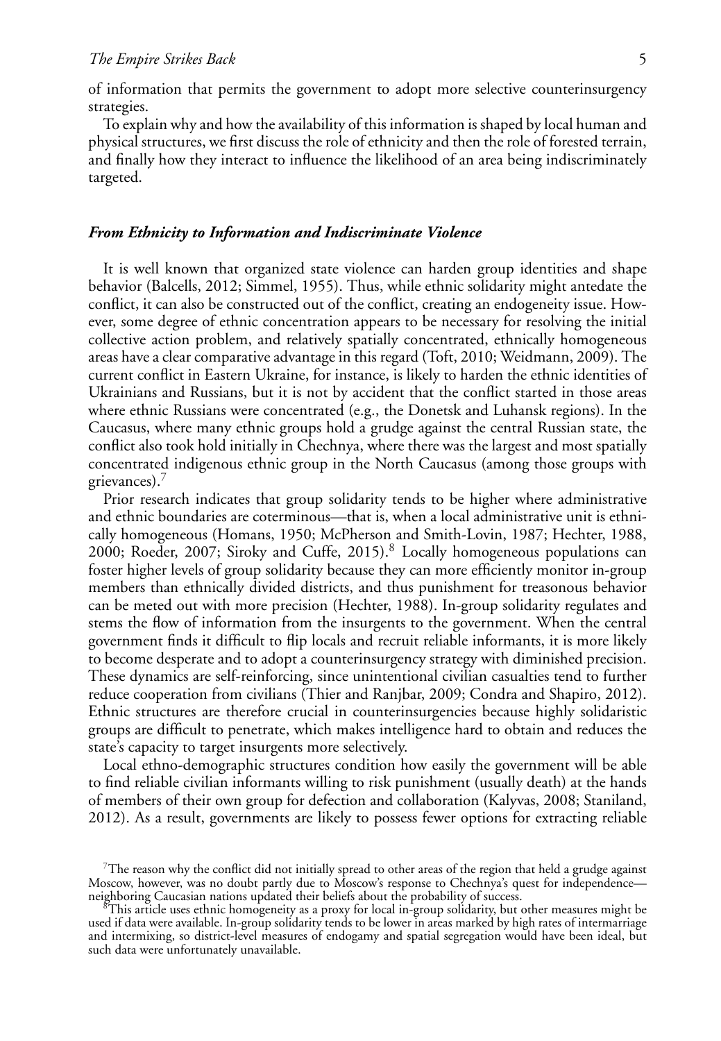of information that permits the government to adopt more selective counterinsurgency strategies.

To explain why and how the availability of this information is shaped by local human and physical structures, we first discuss the role of ethnicity and then the role of forested terrain, and finally how they interact to influence the likelihood of an area being indiscriminately targeted.

### *From Ethnicity to Information and Indiscriminate Violence*

It is well known that organized state violence can harden group identities and shape behavior (Balcells, 2012; Simmel, 1955). Thus, while ethnic solidarity might antedate the conflict, it can also be constructed out of the conflict, creating an endogeneity issue. However, some degree of ethnic concentration appears to be necessary for resolving the initial collective action problem, and relatively spatially concentrated, ethnically homogeneous areas have a clear comparative advantage in this regard (Toft, 2010; Weidmann, 2009). The current conflict in Eastern Ukraine, for instance, is likely to harden the ethnic identities of Ukrainians and Russians, but it is not by accident that the conflict started in those areas where ethnic Russians were concentrated (e.g., the Donetsk and Luhansk regions). In the Caucasus, where many ethnic groups hold a grudge against the central Russian state, the conflict also took hold initially in Chechnya, where there was the largest and most spatially concentrated indigenous ethnic group in the North Caucasus (among those groups with grievances).[7]

Prior research indicates that group solidarity tends to be higher where administrative and ethnic boundaries are coterminous—that is, when a local administrative unit is ethnically homogeneous (Homans, 1950; McPherson and Smith-Lovin, 1987; Hechter, 1988, 2000; Roeder, 2007; Siroky and Cuffe, 2015).[8] Locally homogeneous populations can foster higher levels of group solidarity because they can more efficiently monitor in-group members than ethnically divided districts, and thus punishment for treasonous behavior can be meted out with more precision (Hechter, 1988). In-group solidarity regulates and stems the flow of information from the insurgents to the government. When the central government finds it difficult to flip locals and recruit reliable informants, it is more likely to become desperate and to adopt a counterinsurgency strategy with diminished precision. These dynamics are self-reinforcing, since unintentional civilian casualties tend to further reduce cooperation from civilians (Thier and Ranjbar, 2009; Condra and Shapiro, 2012). Ethnic structures are therefore crucial in counterinsurgencies because highly solidaristic groups are difficult to penetrate, which makes intelligence hard to obtain and reduces the state's capacity to target insurgents more selectively.

Local ethno-demographic structures condition how easily the government will be able to find reliable civilian informants willing to risk punishment (usually death) at the hands of members of their own group for defection and collaboration (Kalyvas, 2008; Staniland, 2012). As a result, governments are likely to possess fewer options for extracting reliable

[7] The reason why the conflict did not initially spread to other areas of the region that held a grudge against Moscow, however, was no doubt partly due to Moscow's response to Chechnya's quest for independence—neighboring Caucasian nations updated their beliefs about the probability of success.

[8] This article uses ethnic homogeneity as a proxy for local in-group solidarity, but other measures might be used if data were available. In-group solidarity tends to be lower in areas marked by high rates of intermarriage and intermixing, so district-level measures of endogamy and spatial segregation would have been ideal, but such data were unfortunately unavailable.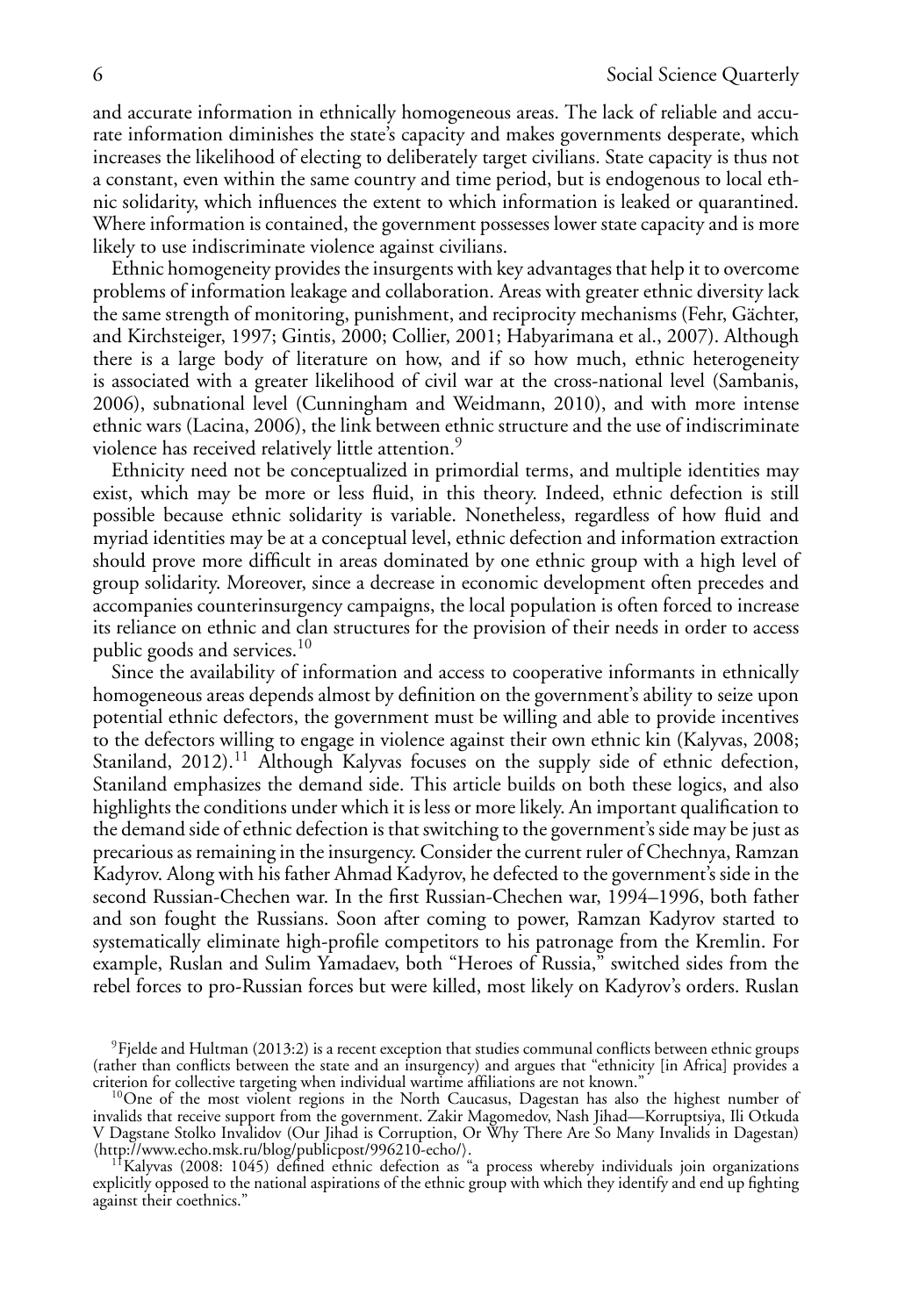and accurate information in ethnically homogeneous areas. The lack of reliable and accurate information diminishes the state's capacity and makes governments desperate, which increases the likelihood of electing to deliberately target civilians. State capacity is thus not a constant, even within the same country and time period, but is endogenous to local ethnic solidarity, which influences the extent to which information is leaked or quarantined. Where information is contained, the government possesses lower state capacity and is more likely to use indiscriminate violence against civilians.

Ethnic homogeneity provides the insurgents with key advantages that help it to overcome problems of information leakage and collaboration. Areas with greater ethnic diversity lack the same strength of monitoring, punishment, and reciprocity mechanisms (Fehr, Gächter, and Kirchsteiger, 1997; Gintis, 2000; Collier, 2001; Habyarimana et al., 2007). Although there is a large body of literature on how, and if so how much, ethnic heterogeneity is associated with a greater likelihood of civil war at the cross-national level (Sambanis, 2006), subnational level (Cunningham and Weidmann, 2010), and with more intense ethnic wars (Lacina, 2006), the link between ethnic structure and the use of indiscriminate violence has received relatively little attention.[9]

Ethnicity need not be conceptualized in primordial terms, and multiple identities may exist, which may be more or less fluid, in this theory. Indeed, ethnic defection is still possible because ethnic solidarity is variable. Nonetheless, regardless of how fluid and myriad identities may be at a conceptual level, ethnic defection and information extraction should prove more difficult in areas dominated by one ethnic group with a high level of group solidarity. Moreover, since a decrease in economic development often precedes and accompanies counterinsurgency campaigns, the local population is often forced to increase its reliance on ethnic and clan structures for the provision of their needs in order to access public goods and services.[10]

Since the availability of information and access to cooperative informants in ethnically homogeneous areas depends almost by definition on the government's ability to seize upon potential ethnic defectors, the government must be willing and able to provide incentives to the defectors willing to engage in violence against their own ethnic kin (Kalyvas, 2008; Staniland, 2012).[11] Although Kalyvas focuses on the supply side of ethnic defection, Staniland emphasizes the demand side. This article builds on both these logics, and also highlights the conditions under which it is less or more likely. An important qualification to the demand side of ethnic defection is that switching to the government's side may be just as precarious as remaining in the insurgency. Consider the current ruler of Chechnya, Ramzan Kadyrov. Along with his father Ahmad Kadyrov, he defected to the government's side in the second Russian-Chechen war. In the first Russian-Chechen war, 1994–1996, both father and son fought the Russians. Soon after coming to power, Ramzan Kadyrov started to systematically eliminate high-profile competitors to his patronage from the Kremlin. For example, Ruslan and Sulim Yamadaev, both "Heroes of Russia," switched sides from the rebel forces to pro-Russian forces but were killed, most likely on Kadyrov's orders. Ruslan

[9] Fjelde and Hultman (2013:2) is a recent exception that studies communal conflicts between ethnic groups (rather than conflicts between the state and an insurgency) and argues that "ethnicity [in Africa] provides a criterion for collective targeting when individual wartime affiliations are not known."

[10] One of the most violent regions in the North Caucasus, Dagestan has also the highest number of invalids that receive support from the government. Zakir Magomedov, Nash Jihad—Korruptsiya, Ili Otkuda V Dagstane Stolko Invalidov (Our Jihad is Corruption, Or Why There Are So Many Invalids in Dagestan) ⟨http://www.echo.msk.ru/blog/publicpost/996210-echo/⟩.

[11] Kalyvas (2008: 1045) defined ethnic defection as "a process whereby individuals join organizations explicitly opposed to the national aspirations of the ethnic group with which they identify and end up fighting against their coethnics."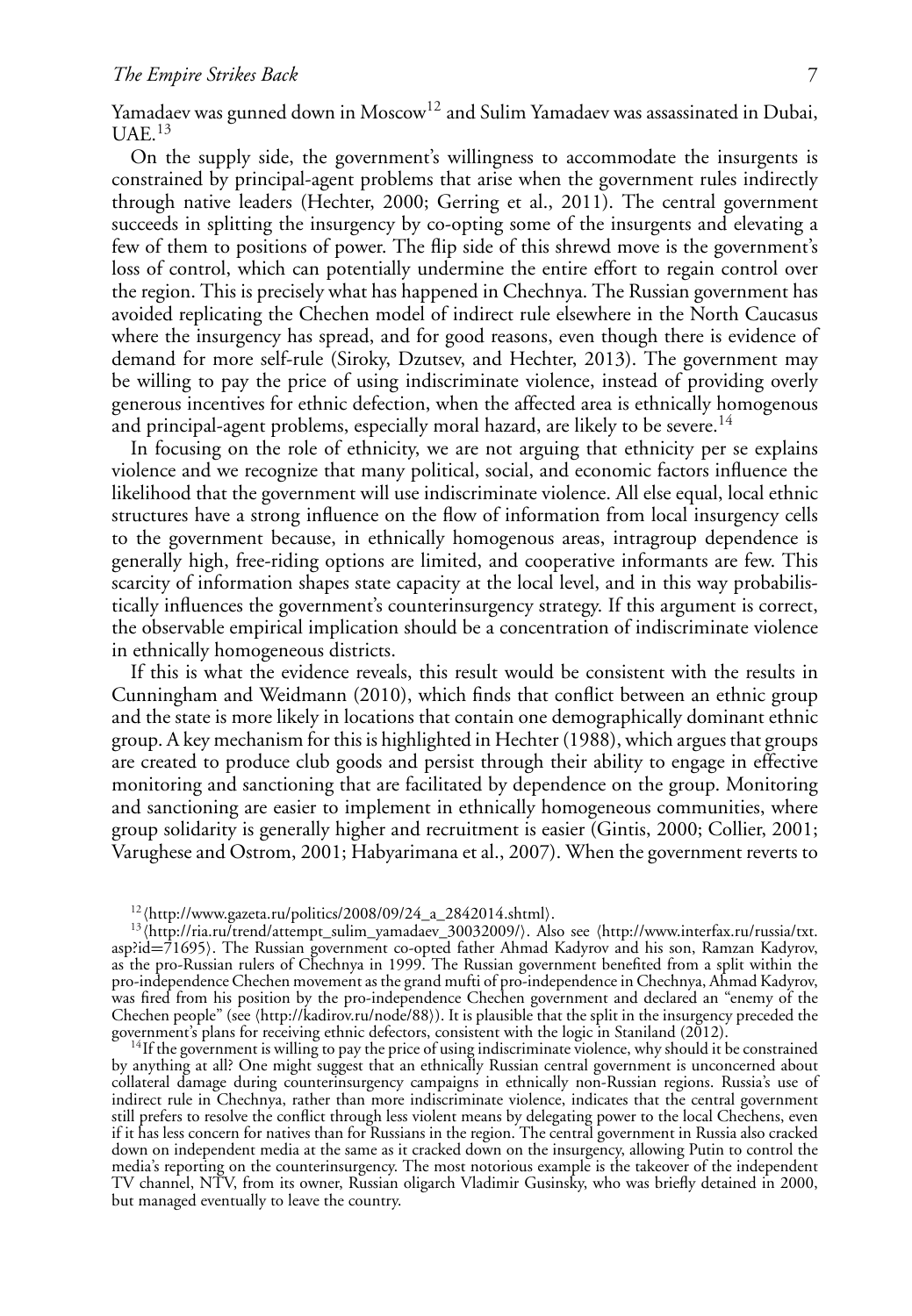Yamadaev was gunned down in Moscow[12] and Sulim Yamadaev was assassinated in Dubai, UAE.[13]

On the supply side, the government's willingness to accommodate the insurgents is constrained by principal-agent problems that arise when the government rules indirectly through native leaders (Hechter, 2000; Gerring et al., 2011). The central government succeeds in splitting the insurgency by co-opting some of the insurgents and elevating a few of them to positions of power. The flip side of this shrewd move is the government's loss of control, which can potentially undermine the entire effort to regain control over the region. This is precisely what has happened in Chechnya. The Russian government has avoided replicating the Chechen model of indirect rule elsewhere in the North Caucasus where the insurgency has spread, and for good reasons, even though there is evidence of demand for more self-rule (Siroky, Dzutsev, and Hechter, 2013). The government may be willing to pay the price of using indiscriminate violence, instead of providing overly generous incentives for ethnic defection, when the affected area is ethnically homogenous and principal-agent problems, especially moral hazard, are likely to be severe.[14]

In focusing on the role of ethnicity, we are not arguing that ethnicity per se explains violence and we recognize that many political, social, and economic factors influence the likelihood that the government will use indiscriminate violence. All else equal, local ethnic structures have a strong influence on the flow of information from local insurgency cells to the government because, in ethnically homogenous areas, intragroup dependence is generally high, free-riding options are limited, and cooperative informants are few. This scarcity of information shapes state capacity at the local level, and in this way probabilistically influences the government's counterinsurgency strategy. If this argument is correct, the observable empirical implication should be a concentration of indiscriminate violence in ethnically homogeneous districts.

If this is what the evidence reveals, this result would be consistent with the results in Cunningham and Weidmann (2010), which finds that conflict between an ethnic group and the state is more likely in locations that contain one demographically dominant ethnic group. A key mechanism for this is highlighted in Hechter (1988), which argues that groups are created to produce club goods and persist through their ability to engage in effective monitoring and sanctioning that are facilitated by dependence on the group. Monitoring and sanctioning are easier to implement in ethnically homogeneous communities, where group solidarity is generally higher and recruitment is easier (Gintis, 2000; Collier, 2001; Varughese and Ostrom, 2001; Habyarimana et al., 2007). When the government reverts to

[12] ⟨http://www.gazeta.ru/politics/2008/09/24_a_2842014.shtml⟩.

[13] ⟨http://ria.ru/trend/attempt_sulim_yamadaev_30032009/⟩. Also see ⟨http://www.interfax.ru/russia/txt.asp?id=71695⟩. The Russian government co-opted father Ahmad Kadyrov and his son, Ramzan Kadyrov, as the pro-Russian rulers of Chechnya in 1999. The Russian government benefited from a split within the pro-independence Chechen movement as the grand mufti of pro-independence in Chechnya, Ahmad Kadyrov, was fired from his position by the pro-independence Chechen government and declared an "enemy of the Chechen people" (see ⟨http://kadirov.ru/node/88⟩). It is plausible that the split in the insurgency preceded the government's plans for receiving ethnic defectors, consistent with the logic in Staniland (2012).

[14] If the government is willing to pay the price of using indiscriminate violence, why should it be constrained by anything at all? One might suggest that an ethnically Russian central government is unconcerned about collateral damage during counterinsurgency campaigns in ethnically non-Russian regions. Russia's use of indirect rule in Chechnya, rather than more indiscriminate violence, indicates that the central government still prefers to resolve the conflict through less violent means by delegating power to the local Chechens, even if it has less concern for natives than for Russians in the region. The central government in Russia also cracked down on independent media at the same as it cracked down on the insurgency, allowing Putin to control the media's reporting on the counterinsurgency. The most notorious example is the takeover of the independent TV channel, NTV, from its owner, Russian oligarch Vladimir Gusinsky, who was briefly detained in 2000, but managed eventually to leave the country.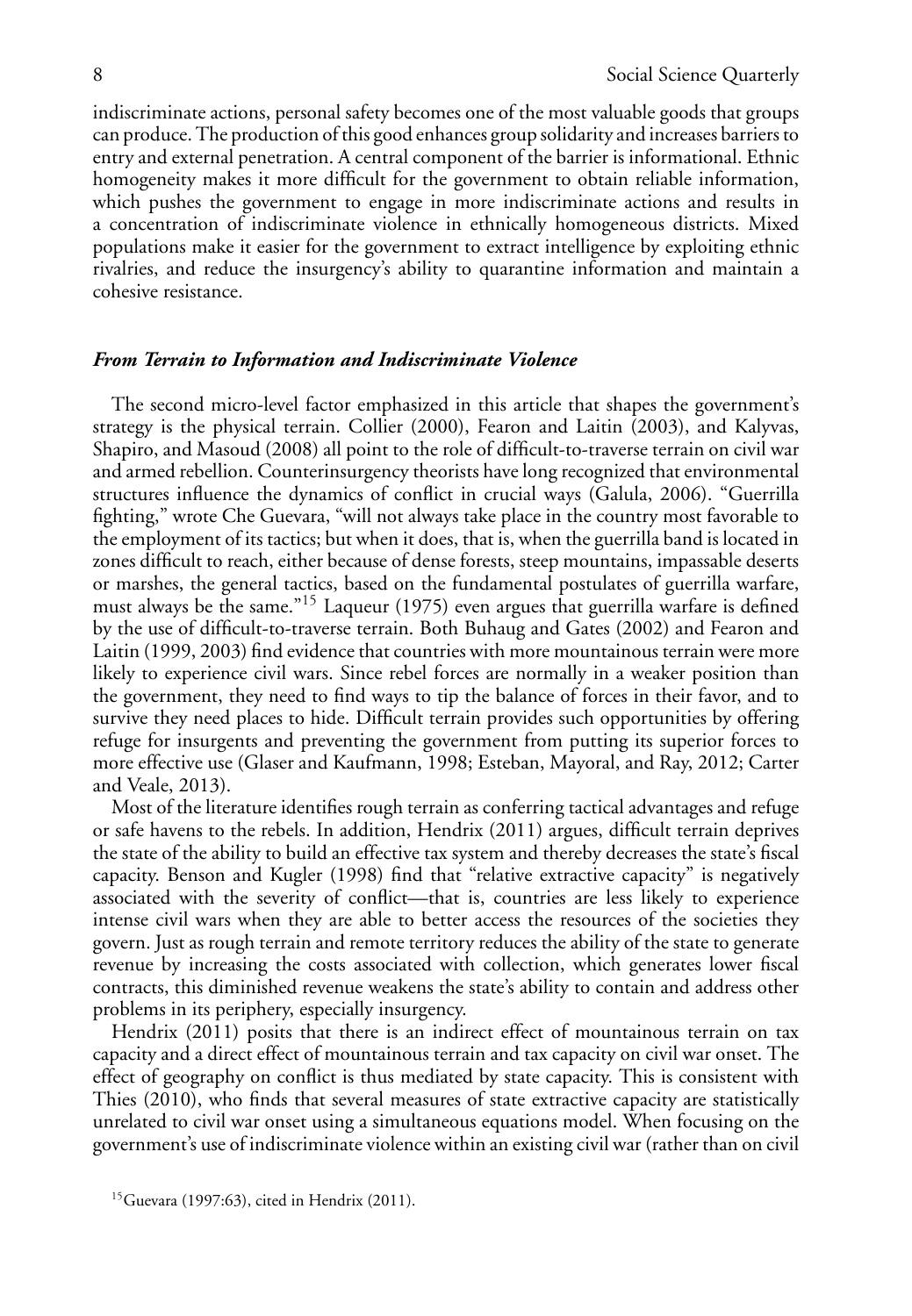indiscriminate actions, personal safety becomes one of the most valuable goods that groups can produce. The production of this good enhances group solidarity and increases barriers to entry and external penetration. A central component of the barrier is informational. Ethnic homogeneity makes it more difficult for the government to obtain reliable information, which pushes the government to engage in more indiscriminate actions and results in a concentration of indiscriminate violence in ethnically homogeneous districts. Mixed populations make it easier for the government to extract intelligence by exploiting ethnic rivalries, and reduce the insurgency's ability to quarantine information and maintain a cohesive resistance.

### *From Terrain to Information and Indiscriminate Violence*

The second micro-level factor emphasized in this article that shapes the government's strategy is the physical terrain. Collier (2000), Fearon and Laitin (2003), and Kalyvas, Shapiro, and Masoud (2008) all point to the role of difficult-to-traverse terrain on civil war and armed rebellion. Counterinsurgency theorists have long recognized that environmental structures influence the dynamics of conflict in crucial ways (Galula, 2006). "Guerrilla fighting," wrote Che Guevara, "will not always take place in the country most favorable to the employment of its tactics; but when it does, that is, when the guerrilla band is located in zones difficult to reach, either because of dense forests, steep mountains, impassable deserts or marshes, the general tactics, based on the fundamental postulates of guerrilla warfare, must always be the same."[15] Laqueur (1975) even argues that guerrilla warfare is defined by the use of difficult-to-traverse terrain. Both Buhaug and Gates (2002) and Fearon and Laitin (1999, 2003) find evidence that countries with more mountainous terrain were more likely to experience civil wars. Since rebel forces are normally in a weaker position than the government, they need to find ways to tip the balance of forces in their favor, and to survive they need places to hide. Difficult terrain provides such opportunities by offering refuge for insurgents and preventing the government from putting its superior forces to more effective use (Glaser and Kaufmann, 1998; Esteban, Mayoral, and Ray, 2012; Carter and Veale, 2013).

Most of the literature identifies rough terrain as conferring tactical advantages and refuge or safe havens to the rebels. In addition, Hendrix (2011) argues, difficult terrain deprives the state of the ability to build an effective tax system and thereby decreases the state's fiscal capacity. Benson and Kugler (1998) find that "relative extractive capacity" is negatively associated with the severity of conflict—that is, countries are less likely to experience intense civil wars when they are able to better access the resources of the societies they govern. Just as rough terrain and remote territory reduces the ability of the state to generate revenue by increasing the costs associated with collection, which generates lower fiscal contracts, this diminished revenue weakens the state's ability to contain and address other problems in its periphery, especially insurgency.

Hendrix (2011) posits that there is an indirect effect of mountainous terrain on tax capacity and a direct effect of mountainous terrain and tax capacity on civil war onset. The effect of geography on conflict is thus mediated by state capacity. This is consistent with Thies (2010), who finds that several measures of state extractive capacity are statistically unrelated to civil war onset using a simultaneous equations model. When focusing on the government's use of indiscriminate violence within an existing civil war (rather than on civil

[15] Guevara (1997:63), cited in Hendrix (2011).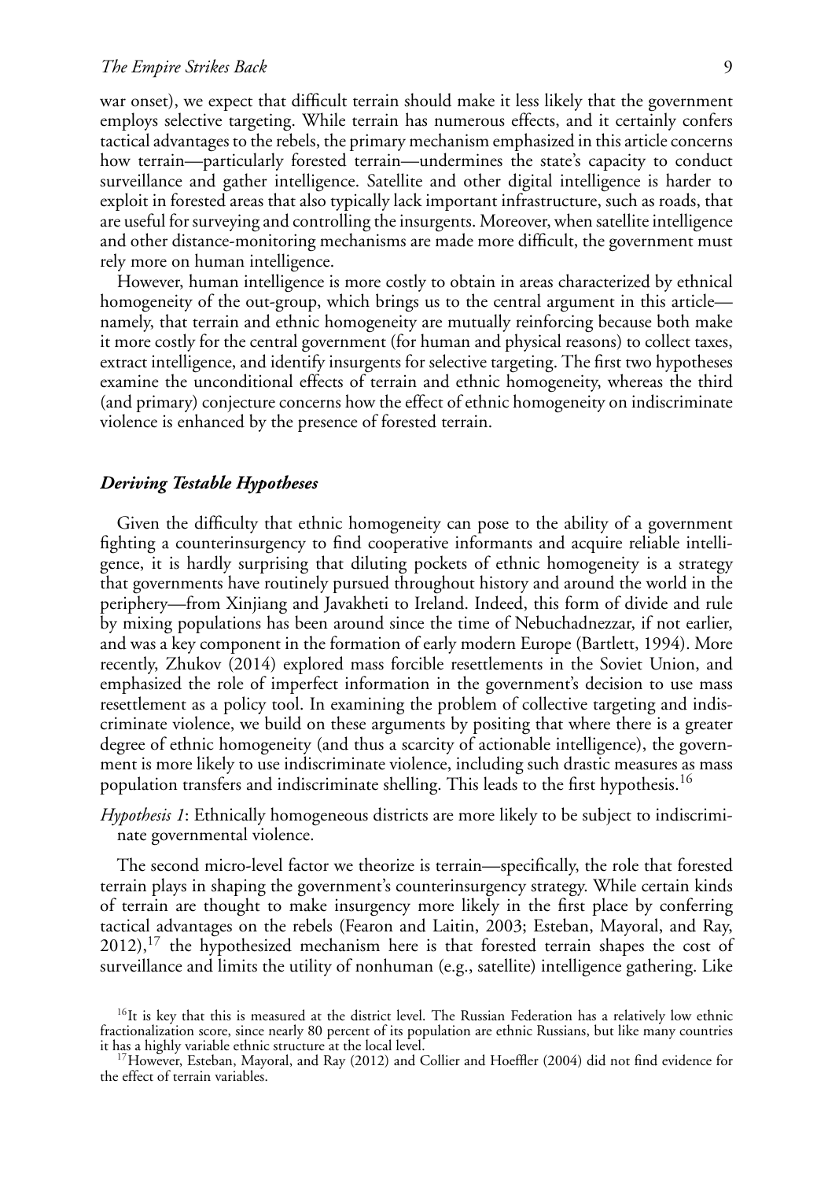war onset), we expect that difficult terrain should make it less likely that the government employs selective targeting. While terrain has numerous effects, and it certainly confers tactical advantages to the rebels, the primary mechanism emphasized in this article concerns how terrain—particularly forested terrain—undermines the state's capacity to conduct surveillance and gather intelligence. Satellite and other digital intelligence is harder to exploit in forested areas that also typically lack important infrastructure, such as roads, that are useful for surveying and controlling the insurgents. Moreover, when satellite intelligence and other distance-monitoring mechanisms are made more difficult, the government must rely more on human intelligence.

However, human intelligence is more costly to obtain in areas characterized by ethnical homogeneity of the out-group, which brings us to the central argument in this article—namely, that terrain and ethnic homogeneity are mutually reinforcing because both make it more costly for the central government (for human and physical reasons) to collect taxes, extract intelligence, and identify insurgents for selective targeting. The first two hypotheses examine the unconditional effects of terrain and ethnic homogeneity, whereas the third (and primary) conjecture concerns how the effect of ethnic homogeneity on indiscriminate violence is enhanced by the presence of forested terrain.

### *Deriving Testable Hypotheses*

Given the difficulty that ethnic homogeneity can pose to the ability of a government fighting a counterinsurgency to find cooperative informants and acquire reliable intelligence, it is hardly surprising that diluting pockets of ethnic homogeneity is a strategy that governments have routinely pursued throughout history and around the world in the periphery—from Xinjiang and Javakheti to Ireland. Indeed, this form of divide and rule by mixing populations has been around since the time of Nebuchadnezzar, if not earlier, and was a key component in the formation of early modern Europe (Bartlett, 1994). More recently, Zhukov (2014) explored mass forcible resettlements in the Soviet Union, and emphasized the role of imperfect information in the government's decision to use mass resettlement as a policy tool. In examining the problem of collective targeting and indiscriminate violence, we build on these arguments by positing that where there is a greater degree of ethnic homogeneity (and thus a scarcity of actionable intelligence), the government is more likely to use indiscriminate violence, including such drastic measures as mass population transfers and indiscriminate shelling. This leads to the first hypothesis.[16]

*Hypothesis 1*: Ethnically homogeneous districts are more likely to be subject to indiscriminate governmental violence.

The second micro-level factor we theorize is terrain—specifically, the role that forested terrain plays in shaping the government's counterinsurgency strategy. While certain kinds of terrain are thought to make insurgency more likely in the first place by conferring tactical advantages on the rebels (Fearon and Laitin, 2003; Esteban, Mayoral, and Ray, 2012),[17] the hypothesized mechanism here is that forested terrain shapes the cost of surveillance and limits the utility of nonhuman (e.g., satellite) intelligence gathering. Like

[16] It is key that this is measured at the district level. The Russian Federation has a relatively low ethnic fractionalization score, since nearly 80 percent of its population are ethnic Russians, but like many countries it has a highly variable ethnic structure at the local level.

[17] However, Esteban, Mayoral, and Ray (2012) and Collier and Hoeffler (2004) did not find evidence for the effect of terrain variables.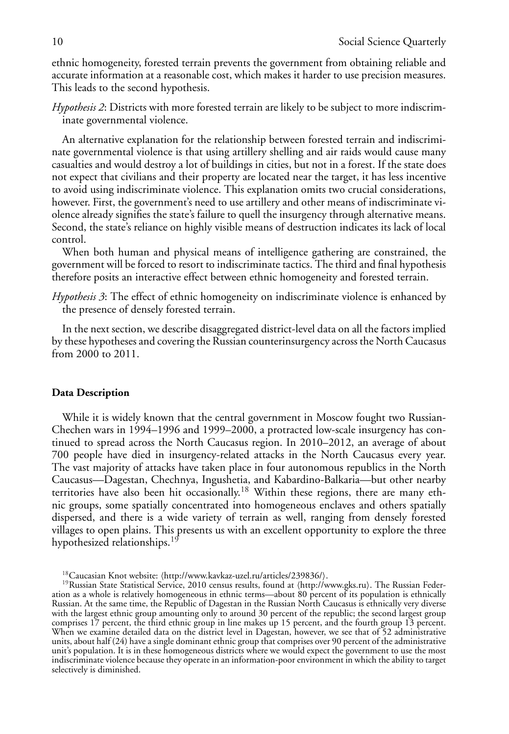ethnic homogeneity, forested terrain prevents the government from obtaining reliable and accurate information at a reasonable cost, which makes it harder to use precision measures. This leads to the second hypothesis.

*Hypothesis 2*: Districts with more forested terrain are likely to be subject to more indiscriminate governmental violence.

An alternative explanation for the relationship between forested terrain and indiscriminate governmental violence is that using artillery shelling and air raids would cause many casualties and would destroy a lot of buildings in cities, but not in a forest. If the state does not expect that civilians and their property are located near the target, it has less incentive to avoid using indiscriminate violence. This explanation omits two crucial considerations, however. First, the government's need to use artillery and other means of indiscriminate violence already signifies the state's failure to quell the insurgency through alternative means. Second, the state's reliance on highly visible means of destruction indicates its lack of local control.

When both human and physical means of intelligence gathering are constrained, the government will be forced to resort to indiscriminate tactics. The third and final hypothesis therefore posits an interactive effect between ethnic homogeneity and forested terrain.

*Hypothesis 3*: The effect of ethnic homogeneity on indiscriminate violence is enhanced by the presence of densely forested terrain.

In the next section, we describe disaggregated district-level data on all the factors implied by these hypotheses and covering the Russian counterinsurgency across the North Caucasus from 2000 to 2011.

### Data Description

While it is widely known that the central government in Moscow fought two Russian-Chechen wars in 1994–1996 and 1999–2000, a protracted low-scale insurgency has continued to spread across the North Caucasus region. In 2010–2012, an average of about 700 people have died in insurgency-related attacks in the North Caucasus every year. The vast majority of attacks have taken place in four autonomous republics in the North Caucasus—Dagestan, Chechnya, Ingushetia, and Kabardino-Balkaria—but other nearby territories have also been hit occasionally.[18] Within these regions, there are many ethnic groups, some spatially concentrated into homogeneous enclaves and others spatially dispersed, and there is a wide variety of terrain as well, ranging from densely forested villages to open plains. This presents us with an excellent opportunity to explore the three hypothesized relationships.[19]

[18] Caucasian Knot website: ⟨http://www.kavkaz-uzel.ru/articles/239836/⟩.

[19] Russian State Statistical Service, 2010 census results, found at ⟨http://www.gks.ru⟩. The Russian Federation as a whole is relatively homogeneous in ethnic terms—about 80 percent of its population is ethnically Russian. At the same time, the Republic of Dagestan in the Russian North Caucasus is ethnically very diverse with the largest ethnic group amounting only to around 30 percent of the republic; the second largest group comprises 17 percent, the third ethnic group in line makes up 15 percent, and the fourth group 13 percent. When we examine detailed data on the district level in Dagestan, however, we see that of 52 administrative units, about half (24) have a single dominant ethnic group that comprises over 90 percent of the administrative unit's population. It is in these homogeneous districts where we would expect the government to use the most indiscriminate violence because they operate in an information-poor environment in which the ability to target selectively is diminished.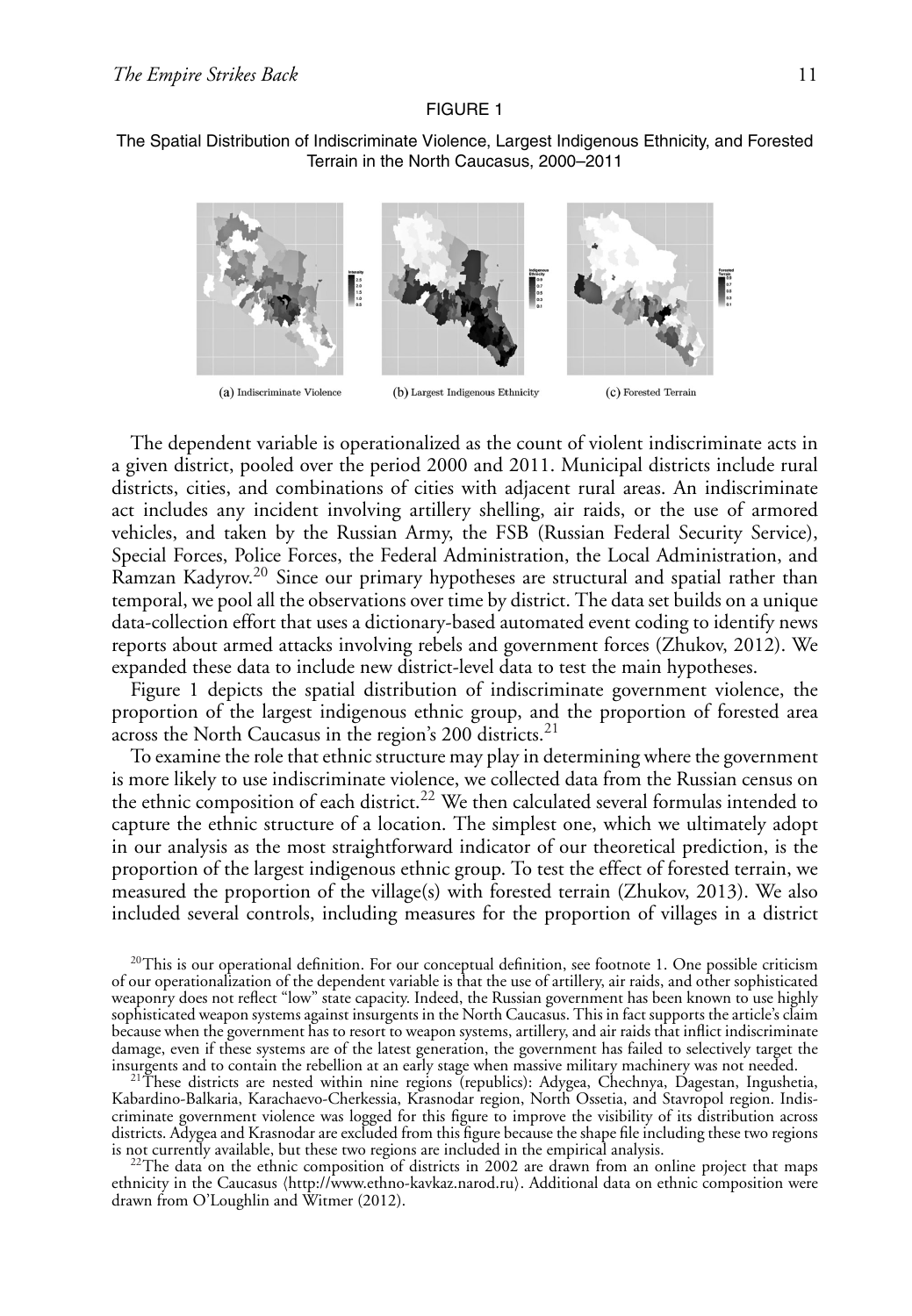FIGURE 1

The Spatial Distribution of Indiscriminate Violence, Largest Indigenous Ethnicity, and Forested Terrain in the North Caucasus, 2000–2011

(a) Indiscriminate Violence (b) Largest Indigenous Ethnicity (c) Forested Terrain

The dependent variable is operationalized as the count of violent indiscriminate acts in a given district, pooled over the period 2000 and 2011. Municipal districts include rural districts, cities, and combinations of cities with adjacent rural areas. An indiscriminate act includes any incident involving artillery shelling, air raids, or the use of armored vehicles, and taken by the Russian Army, the FSB (Russian Federal Security Service), Special Forces, Police Forces, the Federal Administration, the Local Administration, and Ramzan Kadyrov.[20] Since our primary hypotheses are structural and spatial rather than temporal, we pool all the observations over time by district. The data set builds on a unique data-collection effort that uses a dictionary-based automated event coding to identify news reports about armed attacks involving rebels and government forces (Zhukov, 2012). We expanded these data to include new district-level data to test the main hypotheses.

Figure 1 depicts the spatial distribution of indiscriminate government violence, the proportion of the largest indigenous ethnic group, and the proportion of forested area across the North Caucasus in the region's 200 districts.[21]

To examine the role that ethnic structure may play in determining where the government is more likely to use indiscriminate violence, we collected data from the Russian census on the ethnic composition of each district.[22] We then calculated several formulas intended to capture the ethnic structure of a location. The simplest one, which we ultimately adopt in our analysis as the most straightforward indicator of our theoretical prediction, is the proportion of the largest indigenous ethnic group. To test the effect of forested terrain, we measured the proportion of the village(s) with forested terrain (Zhukov, 2013). We also included several controls, including measures for the proportion of villages in a district

[20] This is our operational definition. For our conceptual definition, see footnote 1. One possible criticism of our operationalization of the dependent variable is that the use of artillery, air raids, and other sophisticated weaponry does not reflect "low" state capacity. Indeed, the Russian government has been known to use highly sophisticated weapon systems against insurgents in the North Caucasus. This in fact supports the article's claim because when the government has to resort to weapon systems, artillery, and air raids that inflict indiscriminate damage, even if these systems are of the latest generation, the government has failed to selectively target the insurgents and to contain the rebellion at an early stage when massive military machinery was not needed.

[21] These districts are nested within nine regions (republics): Adygea, Chechnya, Dagestan, Ingushetia, Kabardino-Balkaria, Karachaevo-Cherkessia, Krasnodar region, North Ossetia, and Stavropol region. Indiscriminate government violence was logged for this figure to improve the visibility of its distribution across districts. Adygea and Krasnodar are excluded from this figure because the shape file including these two regions is not currently available, but these two regions are included in the empirical analysis.

[22] The data on the ethnic composition of districts in 2002 are drawn from an online project that maps ethnicity in the Caucasus ⟨http://www.ethno-kavkaz.narod.ru⟩. Additional data on ethnic composition were drawn from O'Loughlin and Witmer (2012).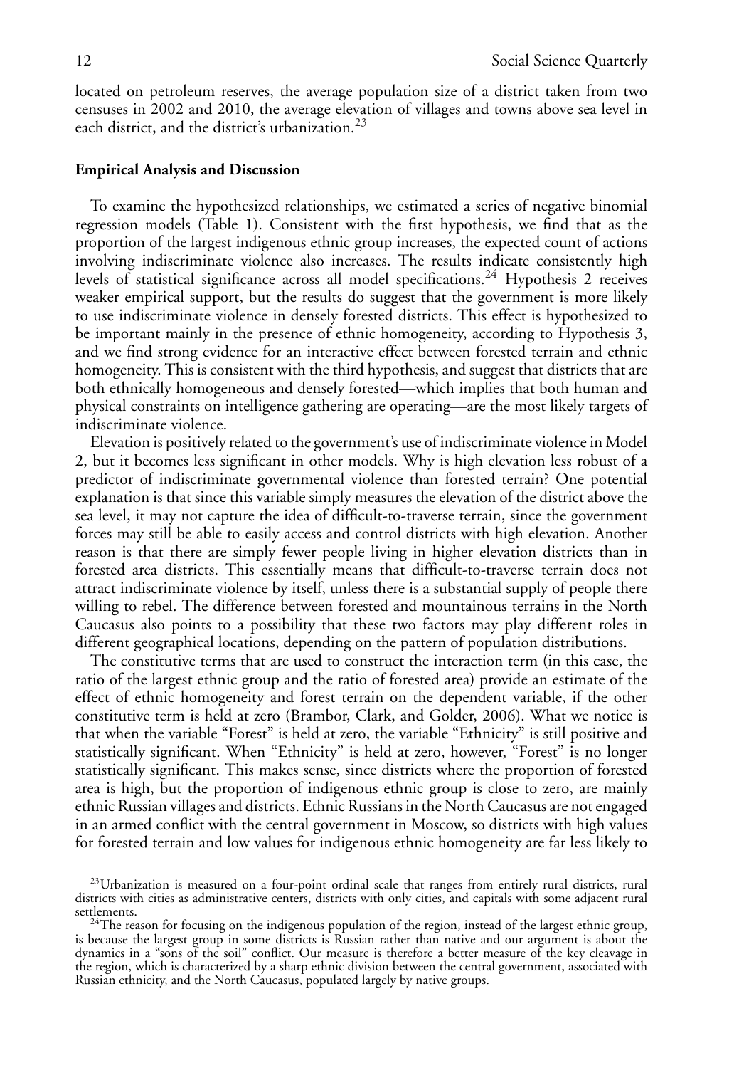located on petroleum reserves, the average population size of a district taken from two censuses in 2002 and 2010, the average elevation of villages and towns above sea level in each district, and the district's urbanization.[23]

### Empirical Analysis and Discussion

To examine the hypothesized relationships, we estimated a series of negative binomial regression models (Table 1). Consistent with the first hypothesis, we find that as the proportion of the largest indigenous ethnic group increases, the expected count of actions involving indiscriminate violence also increases. The results indicate consistently high levels of statistical significance across all model specifications.[24] Hypothesis 2 receives weaker empirical support, but the results do suggest that the government is more likely to use indiscriminate violence in densely forested districts. This effect is hypothesized to be important mainly in the presence of ethnic homogeneity, according to Hypothesis 3, and we find strong evidence for an interactive effect between forested terrain and ethnic homogeneity. This is consistent with the third hypothesis, and suggest that districts that are both ethnically homogeneous and densely forested—which implies that both human and physical constraints on intelligence gathering are operating—are the most likely targets of indiscriminate violence.

Elevation is positively related to the government's use of indiscriminate violence in Model 2, but it becomes less significant in other models. Why is high elevation less robust of a predictor of indiscriminate governmental violence than forested terrain? One potential explanation is that since this variable simply measures the elevation of the district above the sea level, it may not capture the idea of difficult-to-traverse terrain, since the government forces may still be able to easily access and control districts with high elevation. Another reason is that there are simply fewer people living in higher elevation districts than in forested area districts. This essentially means that difficult-to-traverse terrain does not attract indiscriminate violence by itself, unless there is a substantial supply of people there willing to rebel. The difference between forested and mountainous terrains in the North Caucasus also points to a possibility that these two factors may play different roles in different geographical locations, depending on the pattern of population distributions.

The constitutive terms that are used to construct the interaction term (in this case, the ratio of the largest ethnic group and the ratio of forested area) provide an estimate of the effect of ethnic homogeneity and forest terrain on the dependent variable, if the other constitutive term is held at zero (Brambor, Clark, and Golder, 2006). What we notice is that when the variable "Forest" is held at zero, the variable "Ethnicity" is still positive and statistically significant. When "Ethnicity" is held at zero, however, "Forest" is no longer statistically significant. This makes sense, since districts where the proportion of forested area is high, but the proportion of indigenous ethnic group is close to zero, are mainly ethnic Russian villages and districts. Ethnic Russians in the North Caucasus are not engaged in an armed conflict with the central government in Moscow, so districts with high values for forested terrain and low values for indigenous ethnic homogeneity are far less likely to

[23]Urbanization is measured on a four-point ordinal scale that ranges from entirely rural districts, rural districts with cities as administrative centers, districts with only cities, and capitals with some adjacent rural settlements.

[24]The reason for focusing on the indigenous population of the region, instead of the largest ethnic group, is because the largest group in some districts is Russian rather than native and our argument is about the dynamics in a "sons of the soil" conflict. Our measure is therefore a better measure of the key cleavage in the region, which is characterized by a sharp ethnic division between the central government, associated with Russian ethnicity, and the North Caucasus, populated largely by native groups.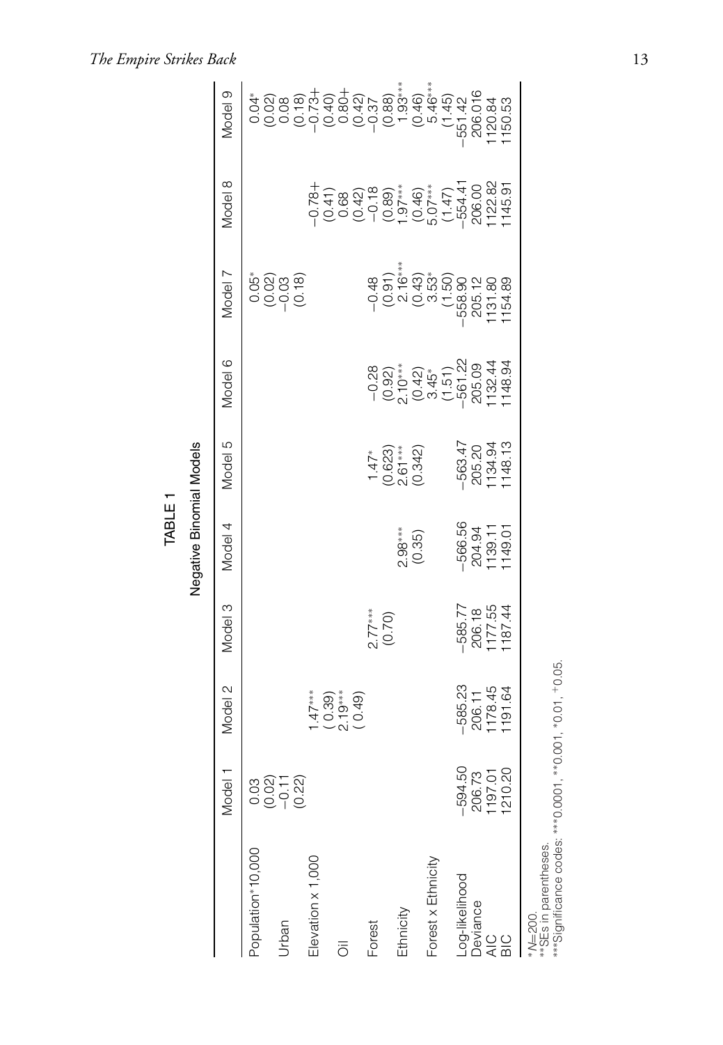TABLE 1

Negative Binomial Models

| | Model 1 | Model 2 | Model 3 | Model 4 | Model 5 | Model 6 | Model 7 | Model 8 | Model 9 |
|---|---|---|---|---|---|---|---|---|---|
| Population*10,000 | 0.03 | | | | | | 0.05* | | 0.04* |
| | (0.02) | | | | | | (0.02) | | (0.02) |
| Urban | −0.11 | | | | | | −0.03 | | 0.08 |
| | (0.22) | | | | | | (0.18) | | (0.18) |
| Elevation x 1,000 | | 1.47*** | | | | | | −0.78+ | −0.73+ |
| | | ( 0.39) | | | | | | (0.41) | (0.40) |
| Oil | | 2.19*** | | | | | | 0.68 | 0.80+ |
| | | ( 0.49) | | | | | | (0.42) | (0.42) |
| Forest | | | 2.77*** | | 1.47* | −0.28 | −0.48 | −0.18 | −0.37 |
| | | | (0.70) | | (0.623) | (0.92) | (0.91) | (0.89) | (0.88) |
| Ethnicity | | | | 2.98*** | 2.61*** | 2.10*** | 2.16*** | 1.97*** | 1.93*** |
| | | | | (0.35) | (0.342) | (0.42) | (0.43) | (0.46) | (0.46) |
| Forest x Ethnicity | | | | | | 3.45* | 3.53* | 5.07*** | 5.46*** |
| | | | | | | (1.51) | (1.50) | (1.47) | (1.45) |
| Log-likelihood | −594.50 | −585.23 | −585.77 | −566.56 | −563.47 | −561.22 | −558.90 | −554.41 | −551.42 |
| Deviance | 206.73 | 206.11 | 206.18 | 204.94 | 205.20 | 205.09 | 205.12 | 206.00 | 206.016 |
| AIC | 1197.01 | 1178.45 | 1177.55 | 1139.11 | 1134.94 | 1132.44 | 1131.80 | 1122.82 | 1120.84 |
| BIC | 1210.20 | 1191.64 | 1187.44 | 1149.01 | 1148.13 | 1148.94 | 1154.89 | 1145.91 | 1150.53 |

*N=200.
**SEs in parentheses.
***Significance codes: ***0.0001, **0.001, *0.01, +0.05.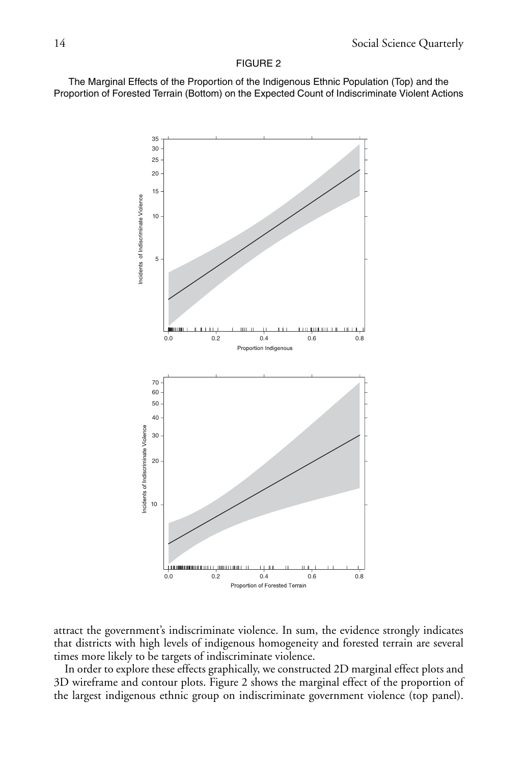FIGURE 2

The Marginal Effects of the Proportion of the Indigenous Ethnic Population (Top) and the Proportion of Forested Terrain (Bottom) on the Expected Count of Indiscriminate Violent Actions

attract the government's indiscriminate violence. In sum, the evidence strongly indicates that districts with high levels of indigenous homogeneity and forested terrain are several times more likely to be targets of indiscriminate violence.

In order to explore these effects graphically, we constructed 2D marginal effect plots and 3D wireframe and contour plots. Figure 2 shows the marginal effect of the proportion of the largest indigenous ethnic group on indiscriminate government violence (top panel).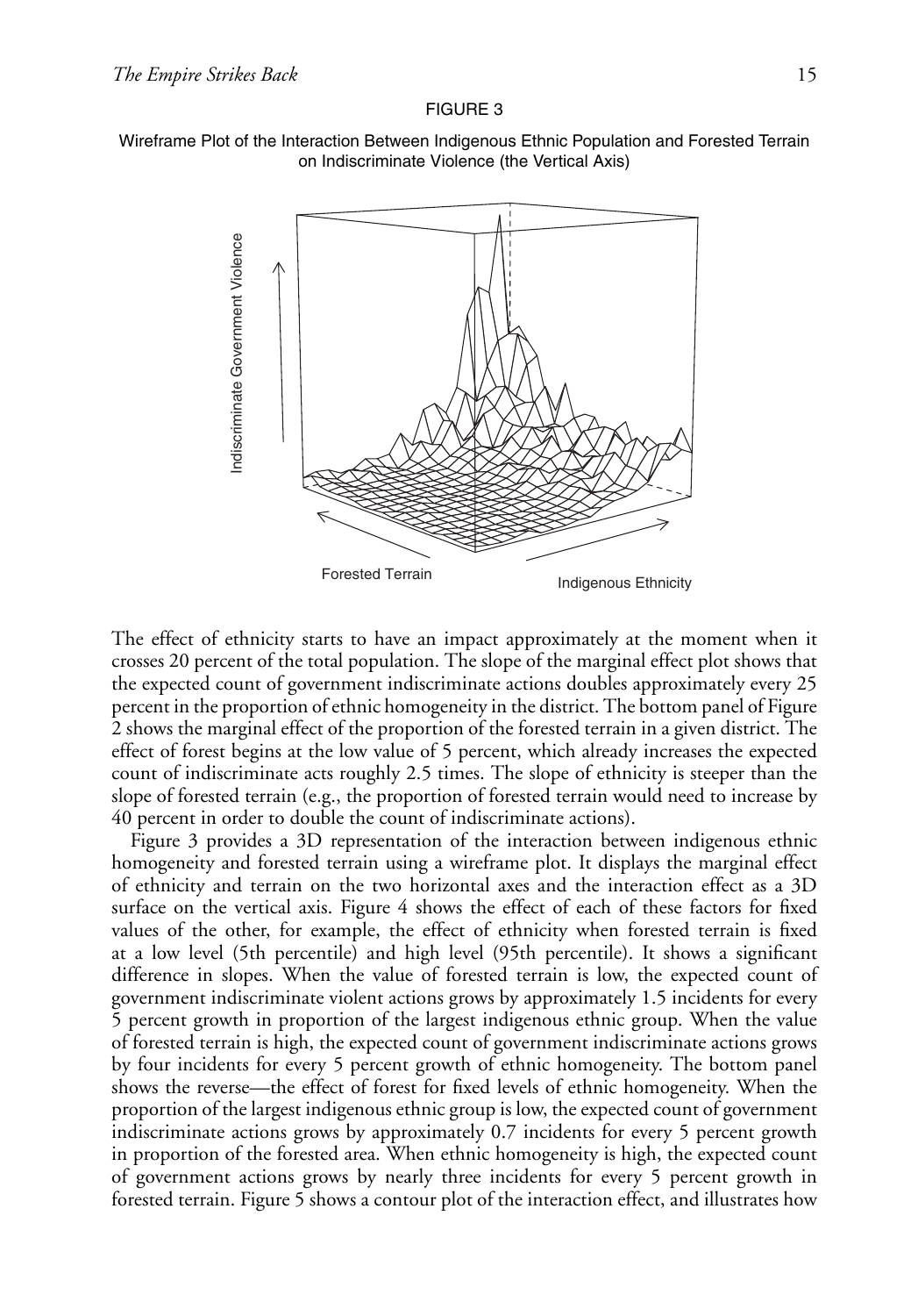FIGURE 3

Wireframe Plot of the Interaction Between Indigenous Ethnic Population and Forested Terrain on Indiscriminate Violence (the Vertical Axis)

The effect of ethnicity starts to have an impact approximately at the moment when it crosses 20 percent of the total population. The slope of the marginal effect plot shows that the expected count of government indiscriminate actions doubles approximately every 25 percent in the proportion of ethnic homogeneity in the district. The bottom panel of Figure 2 shows the marginal effect of the proportion of the forested terrain in a given district. The effect of forest begins at the low value of 5 percent, which already increases the expected count of indiscriminate acts roughly 2.5 times. The slope of ethnicity is steeper than the slope of forested terrain (e.g., the proportion of forested terrain would need to increase by 40 percent in order to double the count of indiscriminate actions).

Figure 3 provides a 3D representation of the interaction between indigenous ethnic homogeneity and forested terrain using a wireframe plot. It displays the marginal effect of ethnicity and terrain on the two horizontal axes and the interaction effect as a 3D surface on the vertical axis. Figure 4 shows the effect of each of these factors for fixed values of the other, for example, the effect of ethnicity when forested terrain is fixed at a low level (5th percentile) and high level (95th percentile). It shows a significant difference in slopes. When the value of forested terrain is low, the expected count of government indiscriminate violent actions grows by approximately 1.5 incidents for every 5 percent growth in proportion of the largest indigenous ethnic group. When the value of forested terrain is high, the expected count of government indiscriminate actions grows by four incidents for every 5 percent growth of ethnic homogeneity. The bottom panel shows the reverse—the effect of forest for fixed levels of ethnic homogeneity. When the proportion of the largest indigenous ethnic group is low, the expected count of government indiscriminate actions grows by approximately 0.7 incidents for every 5 percent growth in proportion of the forested area. When ethnic homogeneity is high, the expected count of government actions grows by nearly three incidents for every 5 percent growth in forested terrain. Figure 5 shows a contour plot of the interaction effect, and illustrates how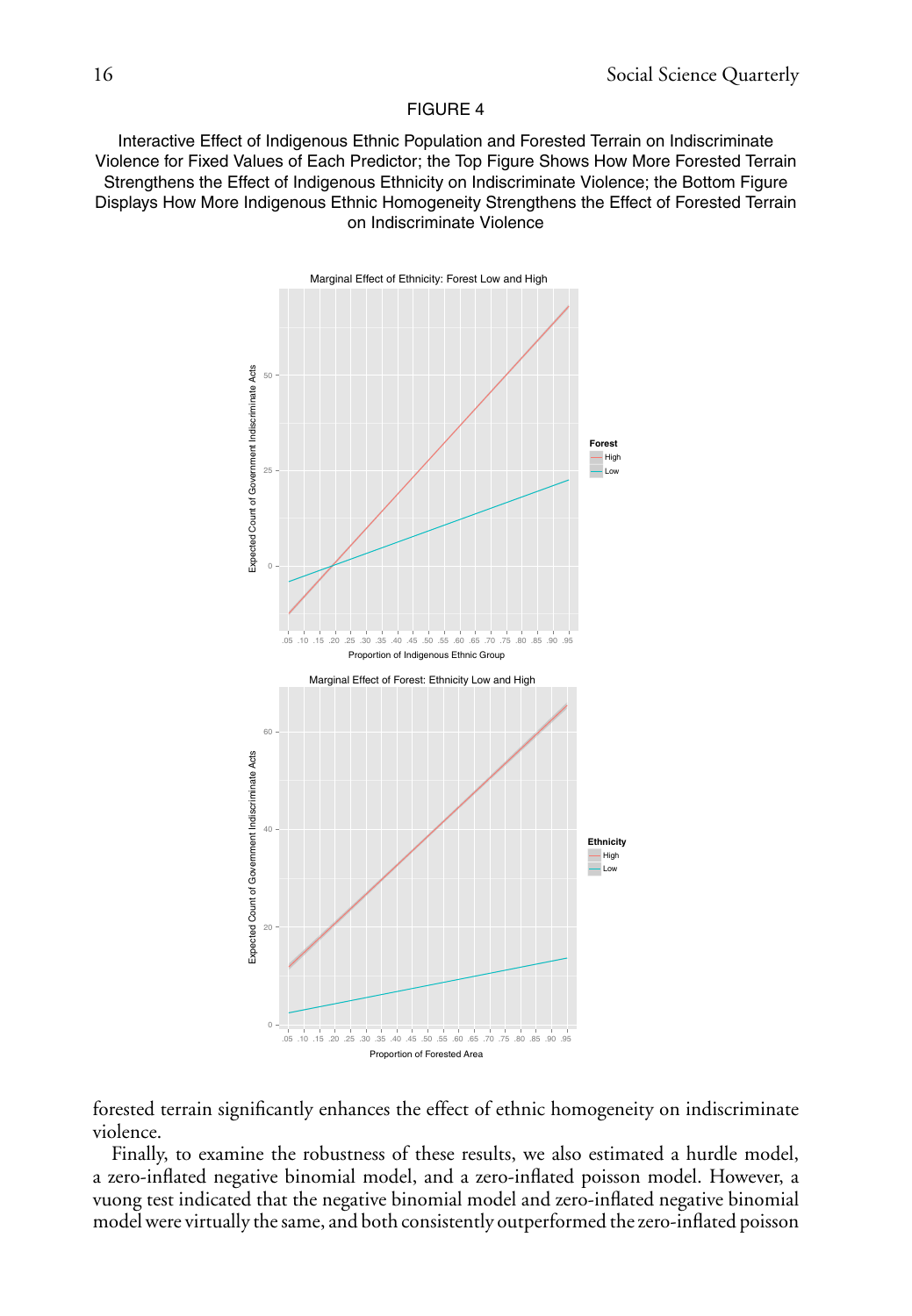FIGURE 4

Interactive Effect of Indigenous Ethnic Population and Forested Terrain on Indiscriminate Violence for Fixed Values of Each Predictor; the Top Figure Shows How More Forested Terrain Strengthens the Effect of Indigenous Ethnicity on Indiscriminate Violence; the Bottom Figure Displays How More Indigenous Ethnic Homogeneity Strengthens the Effect of Forested Terrain on Indiscriminate Violence

forested terrain significantly enhances the effect of ethnic homogeneity on indiscriminate violence.

Finally, to examine the robustness of these results, we also estimated a hurdle model, a zero-inflated negative binomial model, and a zero-inflated poisson model. However, a vuong test indicated that the negative binomial model and zero-inflated negative binomial model were virtually the same, and both consistently outperformed the zero-inflated poisson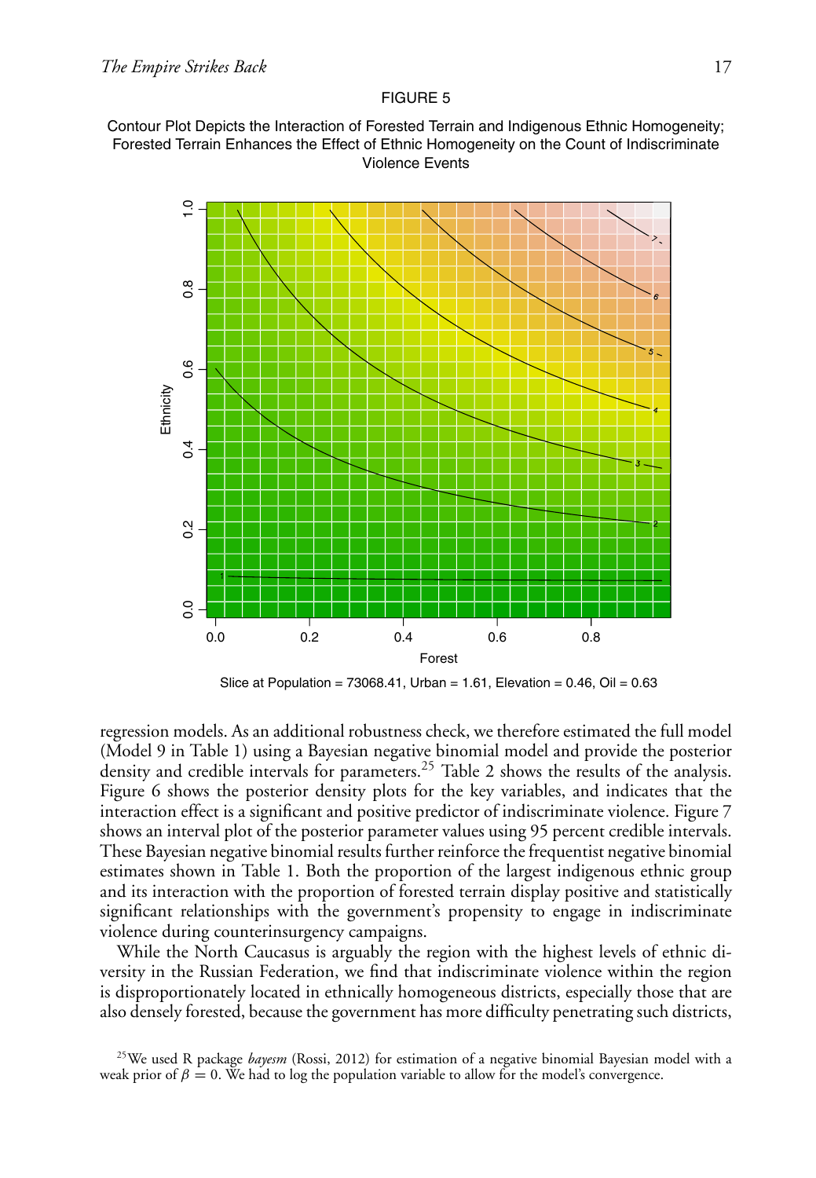FIGURE 5

Contour Plot Depicts the Interaction of Forested Terrain and Indigenous Ethnic Homogeneity; Forested Terrain Enhances the Effect of Ethnic Homogeneity on the Count of Indiscriminate Violence Events

Slice at Population = 73068.41, Urban = 1.61, Elevation = 0.46, Oil = 0.63

regression models. As an additional robustness check, we therefore estimated the full model (Model 9 in Table 1) using a Bayesian negative binomial model and provide the posterior density and credible intervals for parameters.[25] Table 2 shows the results of the analysis. Figure 6 shows the posterior density plots for the key variables, and indicates that the interaction effect is a significant and positive predictor of indiscriminate violence. Figure 7 shows an interval plot of the posterior parameter values using 95 percent credible intervals. These Bayesian negative binomial results further reinforce the frequentist negative binomial estimates shown in Table 1. Both the proportion of the largest indigenous ethnic group and its interaction with the proportion of forested terrain display positive and statistically significant relationships with the government's propensity to engage in indiscriminate violence during counterinsurgency campaigns.

While the North Caucasus is arguably the region with the highest levels of ethnic diversity in the Russian Federation, we find that indiscriminate violence within the region is disproportionately located in ethnically homogeneous districts, especially those that are also densely forested, because the government has more difficulty penetrating such districts,

[25] We used R package *bayesm* (Rossi, 2012) for estimation of a negative binomial Bayesian model with a weak prior of $\beta = 0$. We had to log the population variable to allow for the model's convergence.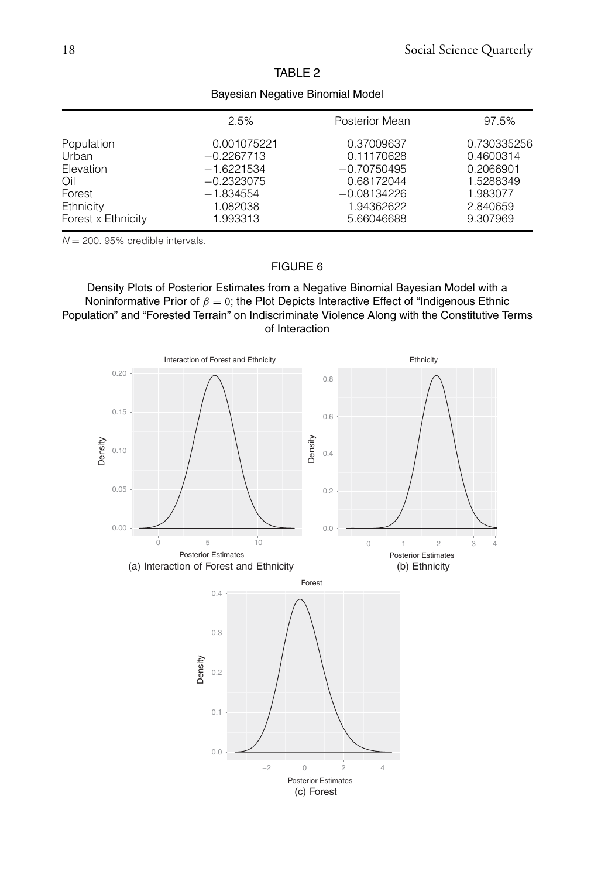TABLE 2

Bayesian Negative Binomial Model

| | 2.5% | Posterior Mean | 97.5% |
|---|---|---|---|
| Population | 0.001075221 | 0.37009637 | 0.730335256 |
| Urban | −0.2267713 | 0.11170628 | 0.4600314 |
| Elevation | −1.6221534 | −0.70750495 | 0.2066901 |
| Oil | −0.2323075 | 0.68172044 | 1.5288349 |
| Forest | −1.834554 | −0.08134226 | 1.983077 |
| Ethnicity | 1.082038 | 1.94362622 | 2.840659 |
| Forest x Ethnicity | 1.993313 | 5.66046688 | 9.307969 |

$N = 200$. 95% credible intervals.

FIGURE 6

Density Plots of Posterior Estimates from a Negative Binomial Bayesian Model with a Noninformative Prior of $\beta = 0$; the Plot Depicts Interactive Effect of "Indigenous Ethnic Population" and "Forested Terrain" on Indiscriminate Violence Along with the Constitutive Terms of Interaction

(a) Interaction of Forest and Ethnicity

(b) Ethnicity

(c) Forest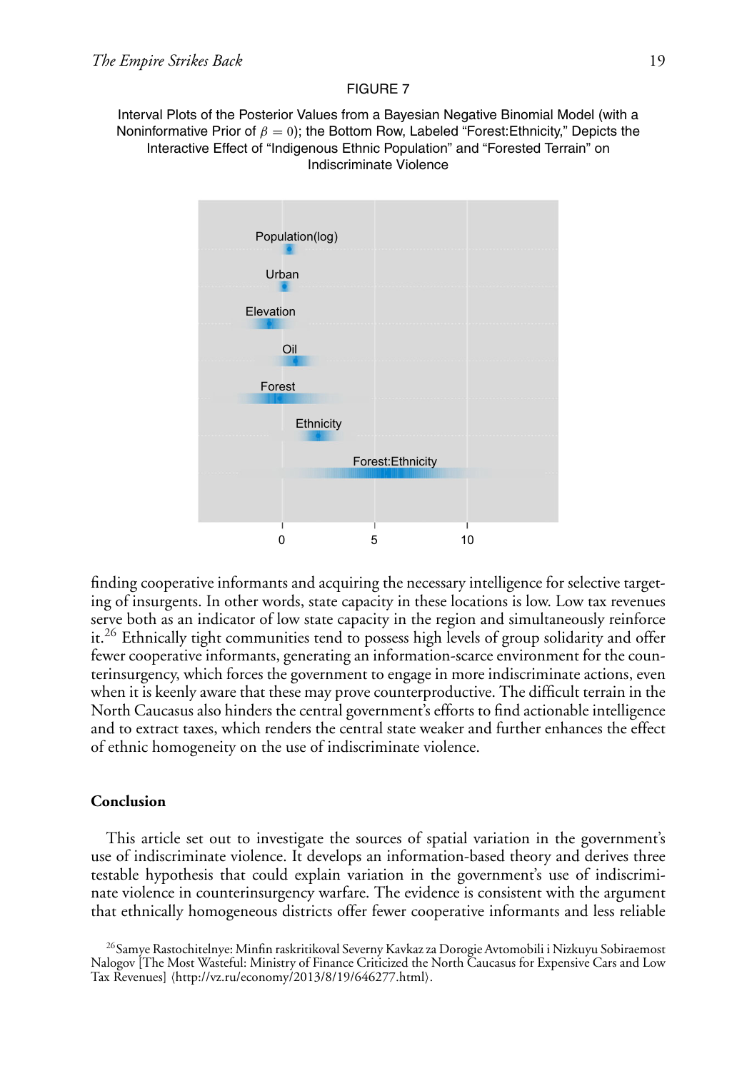FIGURE 7

Interval Plots of the Posterior Values from a Bayesian Negative Binomial Model (with a Noninformative Prior of $\beta = 0$); the Bottom Row, Labeled "Forest:Ethnicity," Depicts the Interactive Effect of "Indigenous Ethnic Population" and "Forested Terrain" on Indiscriminate Violence

finding cooperative informants and acquiring the necessary intelligence for selective targeting of insurgents. In other words, state capacity in these locations is low. Low tax revenues serve both as an indicator of low state capacity in the region and simultaneously reinforce it.[26] Ethnically tight communities tend to possess high levels of group solidarity and offer fewer cooperative informants, generating an information-scarce environment for the counterinsurgency, which forces the government to engage in more indiscriminate actions, even when it is keenly aware that these may prove counterproductive. The difficult terrain in the North Caucasus also hinders the central government's efforts to find actionable intelligence and to extract taxes, which renders the central state weaker and further enhances the effect of ethnic homogeneity on the use of indiscriminate violence.

## Conclusion

This article set out to investigate the sources of spatial variation in the government's use of indiscriminate violence. It develops an information-based theory and derives three testable hypothesis that could explain variation in the government's use of indiscriminate violence in counterinsurgency warfare. The evidence is consistent with the argument that ethnically homogeneous districts offer fewer cooperative informants and less reliable

[26] Samye Rastochitelnye: Minfin raskritikoval Severny Kavkaz za Dorogie Avtomobili i Nizkuyu Sobiraemost Nalogov [The Most Wasteful: Ministry of Finance Criticized the North Caucasus for Expensive Cars and Low Tax Revenues] ⟨http://vz.ru/economy/2013/8/19/646277.html⟩.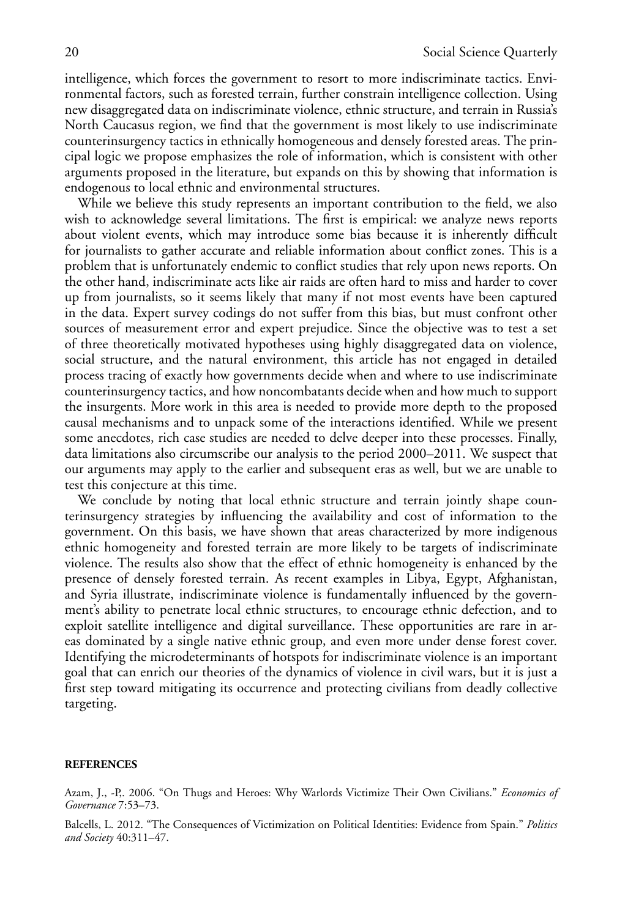intelligence, which forces the government to resort to more indiscriminate tactics. Environmental factors, such as forested terrain, further constrain intelligence collection. Using new disaggregated data on indiscriminate violence, ethnic structure, and terrain in Russia's North Caucasus region, we find that the government is most likely to use indiscriminate counterinsurgency tactics in ethnically homogeneous and densely forested areas. The principal logic we propose emphasizes the role of information, which is consistent with other arguments proposed in the literature, but expands on this by showing that information is endogenous to local ethnic and environmental structures.

While we believe this study represents an important contribution to the field, we also wish to acknowledge several limitations. The first is empirical: we analyze news reports about violent events, which may introduce some bias because it is inherently difficult for journalists to gather accurate and reliable information about conflict zones. This is a problem that is unfortunately endemic to conflict studies that rely upon news reports. On the other hand, indiscriminate acts like air raids are often hard to miss and harder to cover up from journalists, so it seems likely that many if not most events have been captured in the data. Expert survey codings do not suffer from this bias, but must confront other sources of measurement error and expert prejudice. Since the objective was to test a set of three theoretically motivated hypotheses using highly disaggregated data on violence, social structure, and the natural environment, this article has not engaged in detailed process tracing of exactly how governments decide when and where to use indiscriminate counterinsurgency tactics, and how noncombatants decide when and how much to support the insurgents. More work in this area is needed to provide more depth to the proposed causal mechanisms and to unpack some of the interactions identified. While we present some anecdotes, rich case studies are needed to delve deeper into these processes. Finally, data limitations also circumscribe our analysis to the period 2000–2011. We suspect that our arguments may apply to the earlier and subsequent eras as well, but we are unable to test this conjecture at this time.

We conclude by noting that local ethnic structure and terrain jointly shape counterinsurgency strategies by influencing the availability and cost of information to the government. On this basis, we have shown that areas characterized by more indigenous ethnic homogeneity and forested terrain are more likely to be targets of indiscriminate violence. The results also show that the effect of ethnic homogeneity is enhanced by the presence of densely forested terrain. As recent examples in Libya, Egypt, Afghanistan, and Syria illustrate, indiscriminate violence is fundamentally influenced by the government's ability to penetrate local ethnic structures, to encourage ethnic defection, and to exploit satellite intelligence and digital surveillance. These opportunities are rare in areas dominated by a single native ethnic group, and even more under dense forest cover. Identifying the microdeterminants of hotspots for indiscriminate violence is an important goal that can enrich our theories of the dynamics of violence in civil wars, but it is just a first step toward mitigating its occurrence and protecting civilians from deadly collective targeting.

## REFERENCES

Azam, J., -P.,. 2006. "On Thugs and Heroes: Why Warlords Victimize Their Own Civilians." *Economics of Governance* 7:53–73.

Balcells, L. 2012. "The Consequences of Victimization on Political Identities: Evidence from Spain." *Politics and Society* 40:311–47.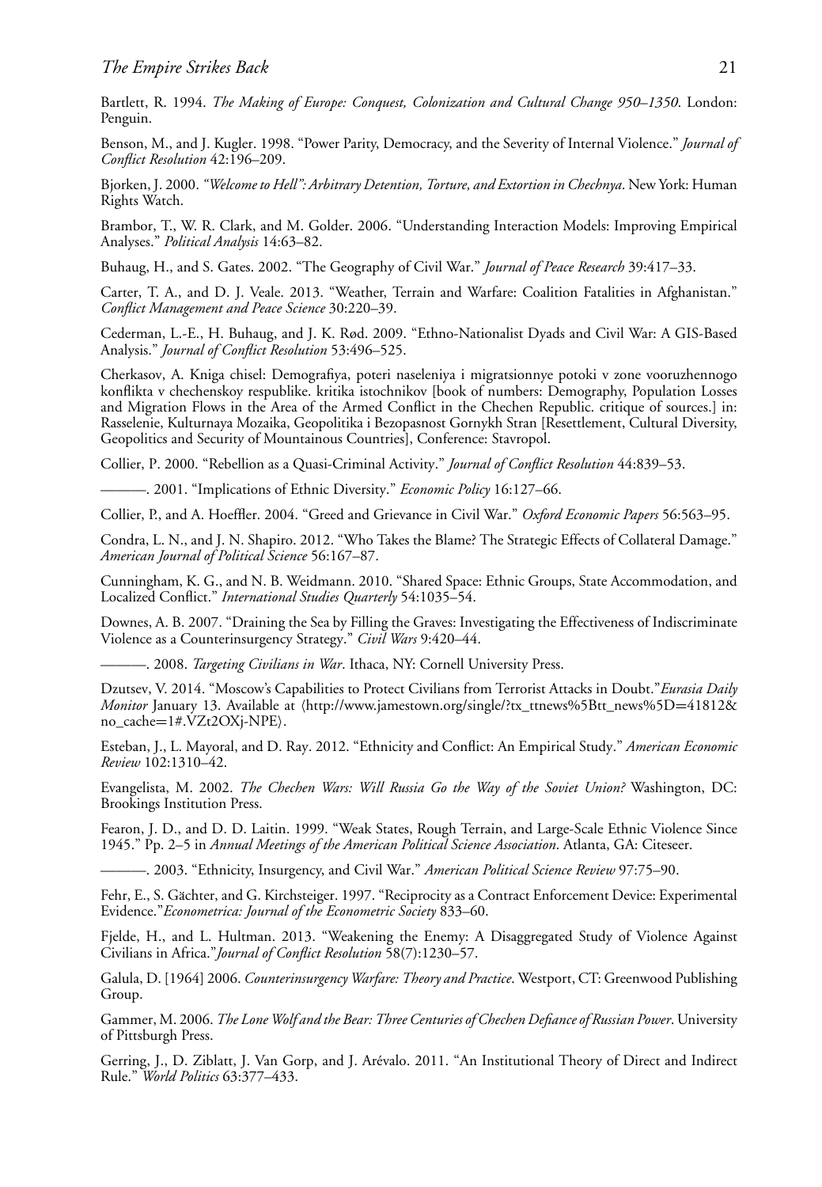Bartlett, R. 1994. *The Making of Europe: Conquest, Colonization and Cultural Change 950–1350*. London: Penguin.

Benson, M., and J. Kugler. 1998. "Power Parity, Democracy, and the Severity of Internal Violence." *Journal of Conflict Resolution* 42:196–209.

Bjorken, J. 2000. *"Welcome to Hell": Arbitrary Detention, Torture, and Extortion in Chechnya*. New York: Human Rights Watch.

Brambor, T., W. R. Clark, and M. Golder. 2006. "Understanding Interaction Models: Improving Empirical Analyses." *Political Analysis* 14:63–82.

Buhaug, H., and S. Gates. 2002. "The Geography of Civil War." *Journal of Peace Research* 39:417–33.

Carter, T. A., and D. J. Veale. 2013. "Weather, Terrain and Warfare: Coalition Fatalities in Afghanistan." *Conflict Management and Peace Science* 30:220–39.

Cederman, L.-E., H. Buhaug, and J. K. Rød. 2009. "Ethno-Nationalist Dyads and Civil War: A GIS-Based Analysis." *Journal of Conflict Resolution* 53:496–525.

Cherkasov, A. Kniga chisel: Demografiya, poteri naseleniya i migratsionnye potoki v zone vooruzhennogo konflikta v chechenskoy respublike. kritika istochnikov [book of numbers: Demography, Population Losses and Migration Flows in the Area of the Armed Conflict in the Chechen Republic. critique of sources.] in: Rasselenie, Kulturnaya Mozaika, Geopolitika i Bezopasnost Gornykh Stran [Resettlement, Cultural Diversity, Geopolitics and Security of Mountainous Countries], Conference: Stavropol.

Collier, P. 2000. "Rebellion as a Quasi-Criminal Activity." *Journal of Conflict Resolution* 44:839–53.

———. 2001. "Implications of Ethnic Diversity." *Economic Policy* 16:127–66.

Collier, P., and A. Hoeffler. 2004. "Greed and Grievance in Civil War." *Oxford Economic Papers* 56:563–95.

Condra, L. N., and J. N. Shapiro. 2012. "Who Takes the Blame? The Strategic Effects of Collateral Damage." *American Journal of Political Science* 56:167–87.

Cunningham, K. G., and N. B. Weidmann. 2010. "Shared Space: Ethnic Groups, State Accommodation, and Localized Conflict." *International Studies Quarterly* 54:1035–54.

Downes, A. B. 2007. "Draining the Sea by Filling the Graves: Investigating the Effectiveness of Indiscriminate Violence as a Counterinsurgency Strategy." *Civil Wars* 9:420–44.

———. 2008. *Targeting Civilians in War*. Ithaca, NY: Cornell University Press.

Dzutsev, V. 2014. "Moscow's Capabilities to Protect Civilians from Terrorist Attacks in Doubt."*Eurasia Daily Monitor* January 13. Available at ⟨http://www.jamestown.org/single/?tx_ttnews%5Btt_news%5D=41812&no_cache=1#.VZt2OXj-NPE⟩.

Esteban, J., L. Mayoral, and D. Ray. 2012. "Ethnicity and Conflict: An Empirical Study." *American Economic Review* 102:1310–42.

Evangelista, M. 2002. *The Chechen Wars: Will Russia Go the Way of the Soviet Union?* Washington, DC: Brookings Institution Press.

Fearon, J. D., and D. D. Laitin. 1999. "Weak States, Rough Terrain, and Large-Scale Ethnic Violence Since 1945." Pp. 2–5 in *Annual Meetings of the American Political Science Association*. Atlanta, GA: Citeseer.

———. 2003. "Ethnicity, Insurgency, and Civil War." *American Political Science Review* 97:75–90.

Fehr, E., S. Gächter, and G. Kirchsteiger. 1997. "Reciprocity as a Contract Enforcement Device: Experimental Evidence."*Econometrica: Journal of the Econometric Society* 833–60.

Fjelde, H., and L. Hultman. 2013. "Weakening the Enemy: A Disaggregated Study of Violence Against Civilians in Africa."*Journal of Conflict Resolution* 58(7):1230–57.

Galula, D. [1964] 2006. *Counterinsurgency Warfare: Theory and Practice*. Westport, CT: Greenwood Publishing Group.

Gammer, M. 2006. *The Lone Wolf and the Bear: Three Centuries of Chechen Defiance of Russian Power*. University of Pittsburgh Press.

Gerring, J., D. Ziblatt, J. Van Gorp, and J. Arévalo. 2011. "An Institutional Theory of Direct and Indirect Rule." *World Politics* 63:377–433.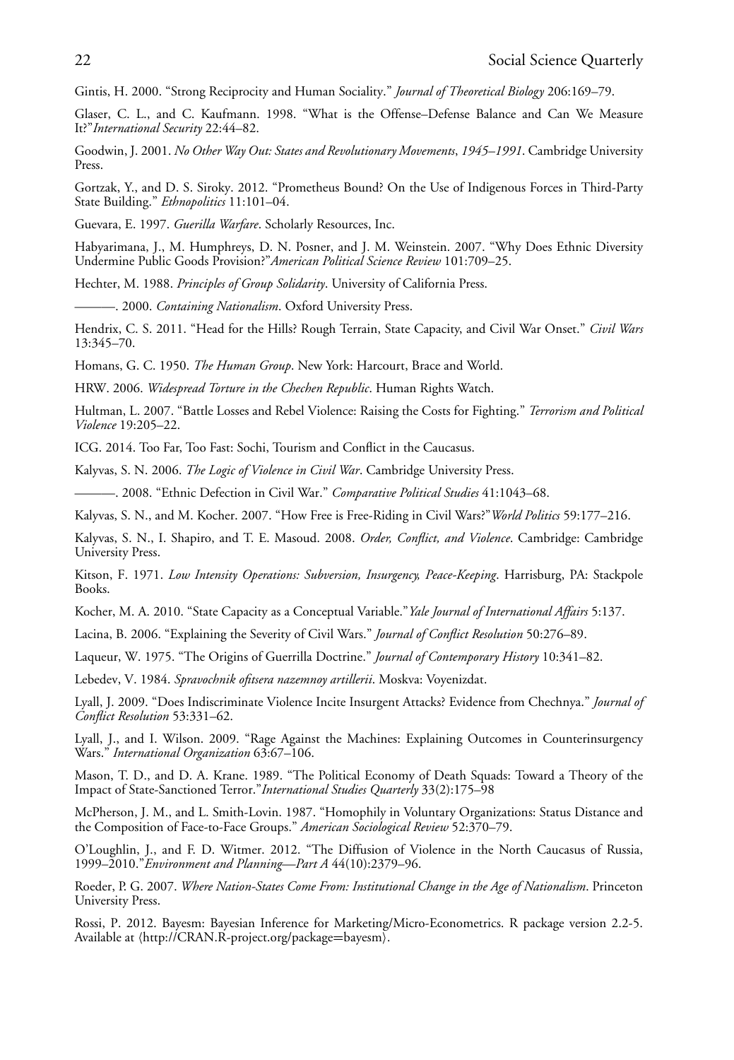Gintis, H. 2000. "Strong Reciprocity and Human Sociality." *Journal of Theoretical Biology* 206:169–79.

Glaser, C. L., and C. Kaufmann. 1998. "What is the Offense–Defense Balance and Can We Measure It?"*International Security* 22:44–82.

Goodwin, J. 2001. *No Other Way Out: States and Revolutionary Movements, 1945–1991*. Cambridge University Press.

Gortzak, Y., and D. S. Siroky. 2012. "Prometheus Bound? On the Use of Indigenous Forces in Third-Party State Building." *Ethnopolitics* 11:101–04.

Guevara, E. 1997. *Guerilla Warfare*. Scholarly Resources, Inc.

Habyarimana, J., M. Humphreys, D. N. Posner, and J. M. Weinstein. 2007. "Why Does Ethnic Diversity Undermine Public Goods Provision?"*American Political Science Review* 101:709–25.

Hechter, M. 1988. *Principles of Group Solidarity*. University of California Press.

———. 2000. *Containing Nationalism*. Oxford University Press.

Hendrix, C. S. 2011. "Head for the Hills? Rough Terrain, State Capacity, and Civil War Onset." *Civil Wars* 13:345–70.

Homans, G. C. 1950. *The Human Group*. New York: Harcourt, Brace and World.

HRW. 2006. *Widespread Torture in the Chechen Republic*. Human Rights Watch.

Hultman, L. 2007. "Battle Losses and Rebel Violence: Raising the Costs for Fighting." *Terrorism and Political Violence* 19:205–22.

ICG. 2014. Too Far, Too Fast: Sochi, Tourism and Conflict in the Caucasus.

Kalyvas, S. N. 2006. *The Logic of Violence in Civil War*. Cambridge University Press.

———. 2008. "Ethnic Defection in Civil War." *Comparative Political Studies* 41:1043–68.

Kalyvas, S. N., and M. Kocher. 2007. "How Free is Free-Riding in Civil Wars?"*World Politics* 59:177–216.

Kalyvas, S. N., I. Shapiro, and T. E. Masoud. 2008. *Order, Conflict, and Violence*. Cambridge: Cambridge University Press.

Kitson, F. 1971. *Low Intensity Operations: Subversion, Insurgency, Peace-Keeping*. Harrisburg, PA: Stackpole Books.

Kocher, M. A. 2010. "State Capacity as a Conceptual Variable."*Yale Journal of International Affairs* 5:137.

Lacina, B. 2006. "Explaining the Severity of Civil Wars." *Journal of Conflict Resolution* 50:276–89.

Laqueur, W. 1975. "The Origins of Guerrilla Doctrine." *Journal of Contemporary History* 10:341–82.

Lebedev, V. 1984. *Spravochnik ofitsera nazemnoy artillerii*. Moskva: Voyenizdat.

Lyall, J. 2009. "Does Indiscriminate Violence Incite Insurgent Attacks? Evidence from Chechnya." *Journal of Conflict Resolution* 53:331–62.

Lyall, J., and I. Wilson. 2009. "Rage Against the Machines: Explaining Outcomes in Counterinsurgency Wars." *International Organization* 63:67–106.

Mason, T. D., and D. A. Krane. 1989. "The Political Economy of Death Squads: Toward a Theory of the Impact of State-Sanctioned Terror."*International Studies Quarterly* 33(2):175–98

McPherson, J. M., and L. Smith-Lovin. 1987. "Homophily in Voluntary Organizations: Status Distance and the Composition of Face-to-Face Groups." *American Sociological Review* 52:370–79.

O'Loughlin, J., and F. D. Witmer. 2012. "The Diffusion of Violence in the North Caucasus of Russia, 1999–2010."*Environment and Planning—Part A* 44(10):2379–96.

Roeder, P. G. 2007. *Where Nation-States Come From: Institutional Change in the Age of Nationalism*. Princeton University Press.

Rossi, P. 2012. Bayesm: Bayesian Inference for Marketing/Micro-Econometrics. R package version 2.2-5. Available at ⟨http://CRAN.R-project.org/package=bayesm⟩.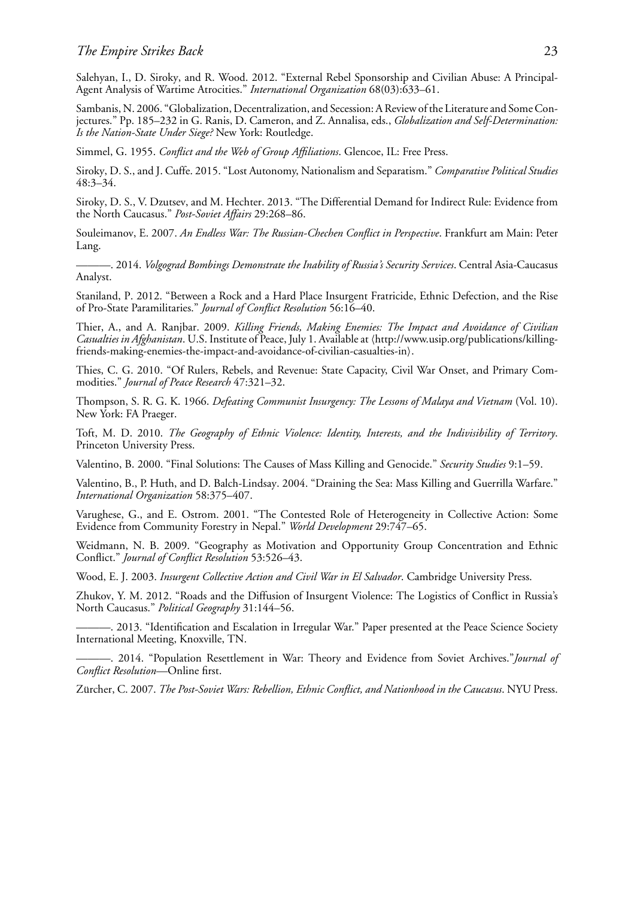Salehyan, I., D. Siroky, and R. Wood. 2012. "External Rebel Sponsorship and Civilian Abuse: A Principal-Agent Analysis of Wartime Atrocities." *International Organization* 68(03):633–61.

Sambanis, N. 2006. "Globalization, Decentralization, and Secession: A Review of the Literature and Some Conjectures." Pp. 185–232 in G. Ranis, D. Cameron, and Z. Annalisa, eds., *Globalization and Self-Determination: Is the Nation-State Under Siege?* New York: Routledge.

Simmel, G. 1955. *Conflict and the Web of Group Affiliations*. Glencoe, IL: Free Press.

Siroky, D. S., and J. Cuffe. 2015. "Lost Autonomy, Nationalism and Separatism." *Comparative Political Studies* 48:3–34.

Siroky, D. S., V. Dzutsev, and M. Hechter. 2013. "The Differential Demand for Indirect Rule: Evidence from the North Caucasus." *Post-Soviet Affairs* 29:268–86.

Souleimanov, E. 2007. *An Endless War: The Russian-Chechen Conflict in Perspective*. Frankfurt am Main: Peter Lang.

———. 2014. *Volgograd Bombings Demonstrate the Inability of Russia's Security Services*. Central Asia-Caucasus Analyst.

Staniland, P. 2012. "Between a Rock and a Hard Place Insurgent Fratricide, Ethnic Defection, and the Rise of Pro-State Paramilitaries." *Journal of Conflict Resolution* 56:16–40.

Thier, A., and A. Ranjbar. 2009. *Killing Friends, Making Enemies: The Impact and Avoidance of Civilian Casualties in Afghanistan*. U.S. Institute of Peace, July 1. Available at ⟨http://www.usip.org/publications/killing-friends-making-enemies-the-impact-and-avoidance-of-civilian-casualties-in⟩.

Thies, C. G. 2010. "Of Rulers, Rebels, and Revenue: State Capacity, Civil War Onset, and Primary Commodities." *Journal of Peace Research* 47:321–32.

Thompson, S. R. G. K. 1966. *Defeating Communist Insurgency: The Lessons of Malaya and Vietnam* (Vol. 10). New York: FA Praeger.

Toft, M. D. 2010. *The Geography of Ethnic Violence: Identity, Interests, and the Indivisibility of Territory*. Princeton University Press.

Valentino, B. 2000. "Final Solutions: The Causes of Mass Killing and Genocide." *Security Studies* 9:1–59.

Valentino, B., P. Huth, and D. Balch-Lindsay. 2004. "Draining the Sea: Mass Killing and Guerrilla Warfare." *International Organization* 58:375–407.

Varughese, G., and E. Ostrom. 2001. "The Contested Role of Heterogeneity in Collective Action: Some Evidence from Community Forestry in Nepal." *World Development* 29:747–65.

Weidmann, N. B. 2009. "Geography as Motivation and Opportunity Group Concentration and Ethnic Conflict." *Journal of Conflict Resolution* 53:526–43.

Wood, E. J. 2003. *Insurgent Collective Action and Civil War in El Salvador*. Cambridge University Press.

Zhukov, Y. M. 2012. "Roads and the Diffusion of Insurgent Violence: The Logistics of Conflict in Russia's North Caucasus." *Political Geography* 31:144–56.

———. 2013. "Identification and Escalation in Irregular War." Paper presented at the Peace Science Society International Meeting, Knoxville, TN.

———. 2014. "Population Resettlement in War: Theory and Evidence from Soviet Archives." *Journal of Conflict Resolution*—Online first.

Zürcher, C. 2007. *The Post-Soviet Wars: Rebellion, Ethnic Conflict, and Nationhood in the Caucasus*. NYU Press.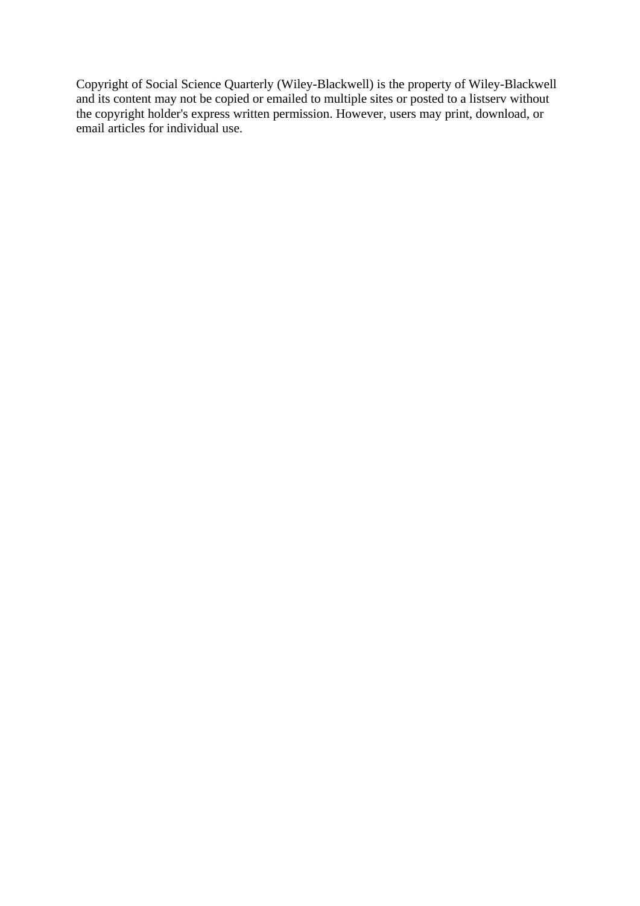Copyright of Social Science Quarterly (Wiley-Blackwell) is the property of Wiley-Blackwell and its content may not be copied or emailed to multiple sites or posted to a listserv without the copyright holder's express written permission. However, users may print, download, or email articles for individual use.